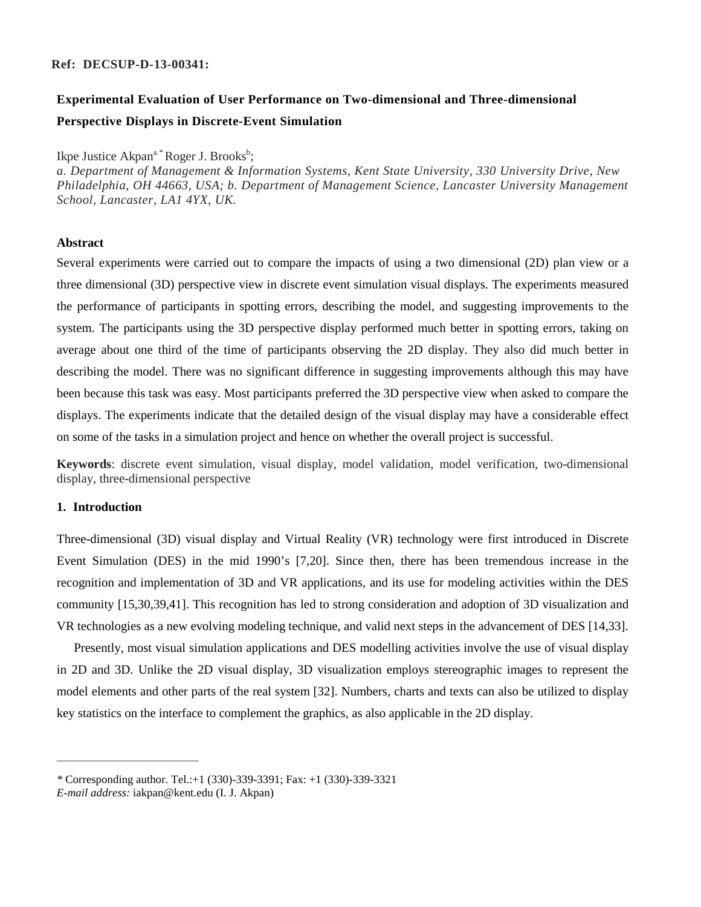**Ref: DECSUP-D-13-00341:**

# Experimental Evaluation of User Performance on Two-dimensional and Three-dimensional Perspective Displays in Discrete-Event Simulation

Ikpe Justice Akpan[a,*] Roger J. Brooks[b];

*a. Department of Management & Information Systems, Kent State University, 330 University Drive, New Philadelphia, OH 44663, USA; b. Department of Management Science, Lancaster University Management School, Lancaster, LA1 4YX, UK.*

## Abstract

Several experiments were carried out to compare the impacts of using a two dimensional (2D) plan view or a three dimensional (3D) perspective view in discrete event simulation visual displays. The experiments measured the performance of participants in spotting errors, describing the model, and suggesting improvements to the system. The participants using the 3D perspective display performed much better in spotting errors, taking on average about one third of the time of participants observing the 2D display. They also did much better in describing the model. There was no significant difference in suggesting improvements although this may have been because this task was easy. Most participants preferred the 3D perspective view when asked to compare the displays. The experiments indicate that the detailed design of the visual display may have a considerable effect on some of the tasks in a simulation project and hence on whether the overall project is successful.

**Keywords**: discrete event simulation, visual display, model validation, model verification, two-dimensional display, three-dimensional perspective

## 1. Introduction

Three-dimensional (3D) visual display and Virtual Reality (VR) technology were first introduced in Discrete Event Simulation (DES) in the mid 1990's [7,20]. Since then, there has been tremendous increase in the recognition and implementation of 3D and VR applications, and its use for modeling activities within the DES community [15,30,39,41]. This recognition has led to strong consideration and adoption of 3D visualization and VR technologies as a new evolving modeling technique, and valid next steps in the advancement of DES [14,33].

Presently, most visual simulation applications and DES modelling activities involve the use of visual display in 2D and 3D. Unlike the 2D visual display, 3D visualization employs stereographic images to represent the model elements and other parts of the real system [32]. Numbers, charts and texts can also be utilized to display key statistics on the interface to complement the graphics, as also applicable in the 2D display.

---

\* Corresponding author. Tel.:+1 (330)-339-3391; Fax: +1 (330)-339-3321
*E-mail address:* iakpan@kent.edu (I. J. Akpan)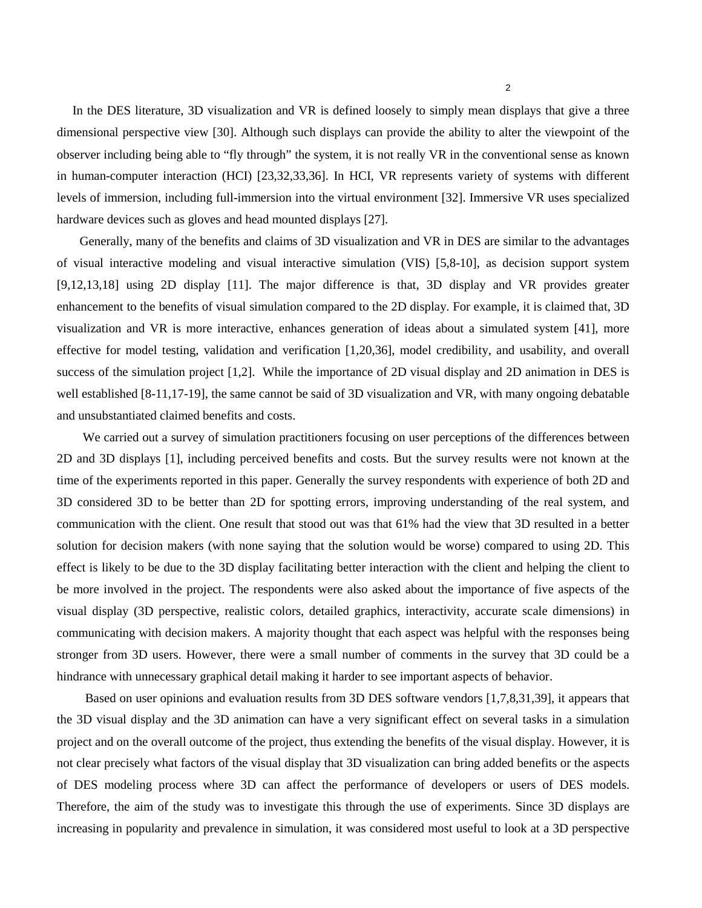In the DES literature, 3D visualization and VR is defined loosely to simply mean displays that give a three dimensional perspective view [30]. Although such displays can provide the ability to alter the viewpoint of the observer including being able to "fly through" the system, it is not really VR in the conventional sense as known in human-computer interaction (HCI) [23,32,33,36]. In HCI, VR represents variety of systems with different levels of immersion, including full-immersion into the virtual environment [32]. Immersive VR uses specialized hardware devices such as gloves and head mounted displays [27].

Generally, many of the benefits and claims of 3D visualization and VR in DES are similar to the advantages of visual interactive modeling and visual interactive simulation (VIS) [5,8-10], as decision support system [9,12,13,18] using 2D display [11]. The major difference is that, 3D display and VR provides greater enhancement to the benefits of visual simulation compared to the 2D display. For example, it is claimed that, 3D visualization and VR is more interactive, enhances generation of ideas about a simulated system [41], more effective for model testing, validation and verification [1,20,36], model credibility, and usability, and overall success of the simulation project [1,2]. While the importance of 2D visual display and 2D animation in DES is well established [8-11,17-19], the same cannot be said of 3D visualization and VR, with many ongoing debatable and unsubstantiated claimed benefits and costs.

We carried out a survey of simulation practitioners focusing on user perceptions of the differences between 2D and 3D displays [1], including perceived benefits and costs. But the survey results were not known at the time of the experiments reported in this paper. Generally the survey respondents with experience of both 2D and 3D considered 3D to be better than 2D for spotting errors, improving understanding of the real system, and communication with the client. One result that stood out was that 61% had the view that 3D resulted in a better solution for decision makers (with none saying that the solution would be worse) compared to using 2D. This effect is likely to be due to the 3D display facilitating better interaction with the client and helping the client to be more involved in the project. The respondents were also asked about the importance of five aspects of the visual display (3D perspective, realistic colors, detailed graphics, interactivity, accurate scale dimensions) in communicating with decision makers. A majority thought that each aspect was helpful with the responses being stronger from 3D users. However, there were a small number of comments in the survey that 3D could be a hindrance with unnecessary graphical detail making it harder to see important aspects of behavior.

Based on user opinions and evaluation results from 3D DES software vendors [1,7,8,31,39], it appears that the 3D visual display and the 3D animation can have a very significant effect on several tasks in a simulation project and on the overall outcome of the project, thus extending the benefits of the visual display. However, it is not clear precisely what factors of the visual display that 3D visualization can bring added benefits or the aspects of DES modeling process where 3D can affect the performance of developers or users of DES models. Therefore, the aim of the study was to investigate this through the use of experiments. Since 3D displays are increasing in popularity and prevalence in simulation, it was considered most useful to look at a 3D perspective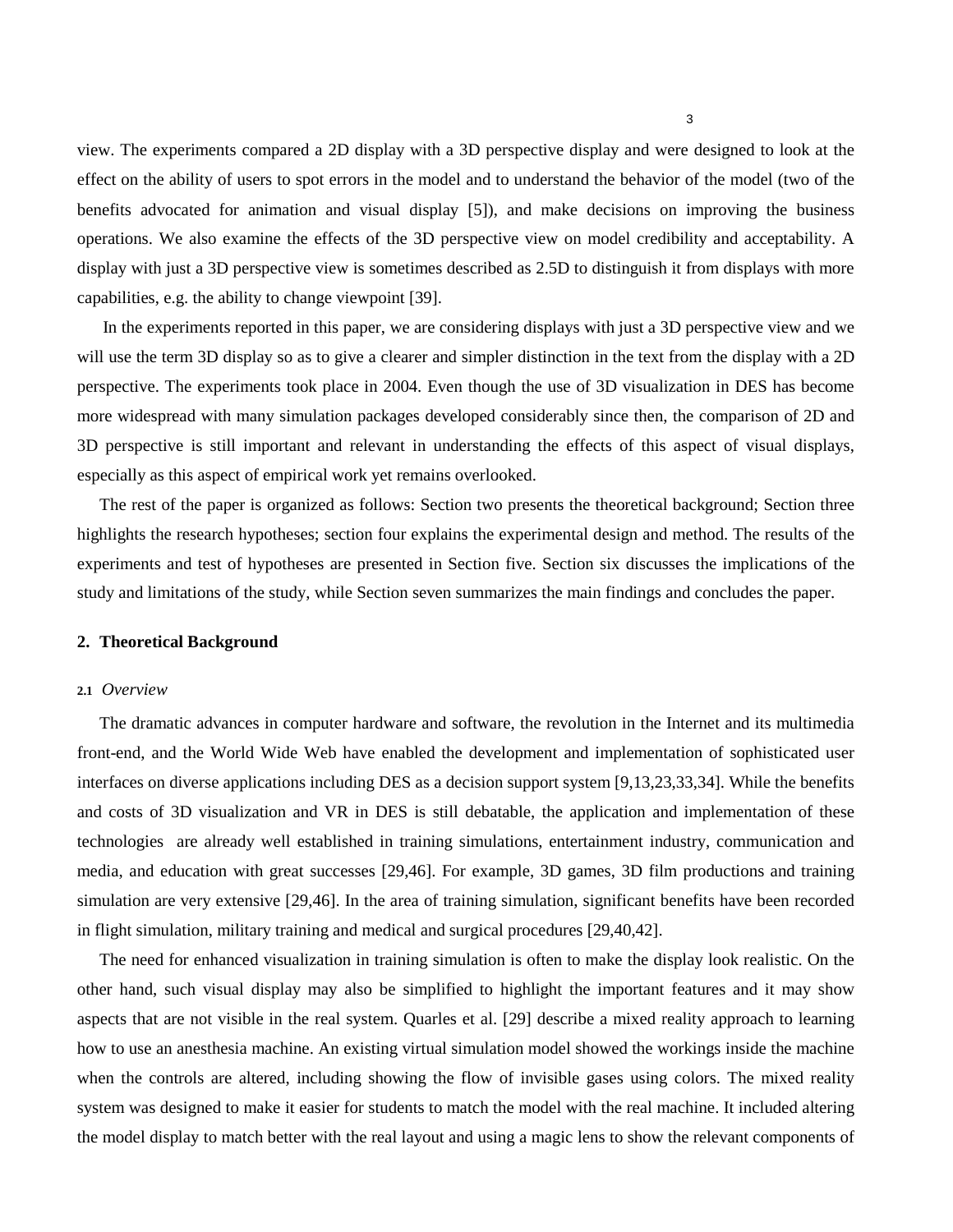view. The experiments compared a 2D display with a 3D perspective display and were designed to look at the effect on the ability of users to spot errors in the model and to understand the behavior of the model (two of the benefits advocated for animation and visual display [5]), and make decisions on improving the business operations. We also examine the effects of the 3D perspective view on model credibility and acceptability. A display with just a 3D perspective view is sometimes described as 2.5D to distinguish it from displays with more capabilities, e.g. the ability to change viewpoint [39].

In the experiments reported in this paper, we are considering displays with just a 3D perspective view and we will use the term 3D display so as to give a clearer and simpler distinction in the text from the display with a 2D perspective. The experiments took place in 2004. Even though the use of 3D visualization in DES has become more widespread with many simulation packages developed considerably since then, the comparison of 2D and 3D perspective is still important and relevant in understanding the effects of this aspect of visual displays, especially as this aspect of empirical work yet remains overlooked.

The rest of the paper is organized as follows: Section two presents the theoretical background; Section three highlights the research hypotheses; section four explains the experimental design and method. The results of the experiments and test of hypotheses are presented in Section five. Section six discusses the implications of the study and limitations of the study, while Section seven summarizes the main findings and concludes the paper.

## 2. Theoretical Background

### 2.1 *Overview*

The dramatic advances in computer hardware and software, the revolution in the Internet and its multimedia front-end, and the World Wide Web have enabled the development and implementation of sophisticated user interfaces on diverse applications including DES as a decision support system [9,13,23,33,34]. While the benefits and costs of 3D visualization and VR in DES is still debatable, the application and implementation of these technologies are already well established in training simulations, entertainment industry, communication and media, and education with great successes [29,46]. For example, 3D games, 3D film productions and training simulation are very extensive [29,46]. In the area of training simulation, significant benefits have been recorded in flight simulation, military training and medical and surgical procedures [29,40,42].

The need for enhanced visualization in training simulation is often to make the display look realistic. On the other hand, such visual display may also be simplified to highlight the important features and it may show aspects that are not visible in the real system. Quarles et al. [29] describe a mixed reality approach to learning how to use an anesthesia machine. An existing virtual simulation model showed the workings inside the machine when the controls are altered, including showing the flow of invisible gases using colors. The mixed reality system was designed to make it easier for students to match the model with the real machine. It included altering the model display to match better with the real layout and using a magic lens to show the relevant components of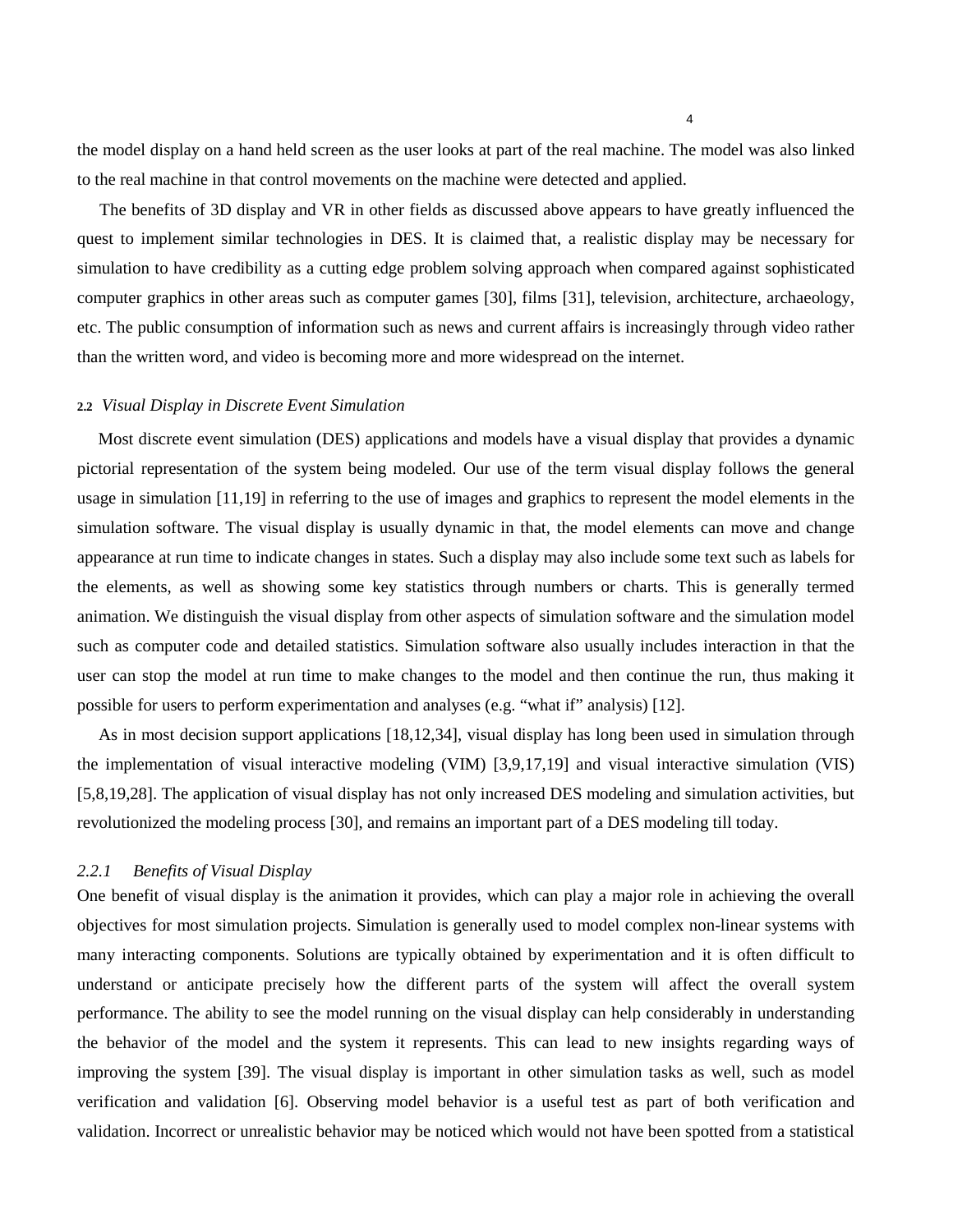the model display on a hand held screen as the user looks at part of the real machine. The model was also linked to the real machine in that control movements on the machine were detected and applied.

The benefits of 3D display and VR in other fields as discussed above appears to have greatly influenced the quest to implement similar technologies in DES. It is claimed that, a realistic display may be necessary for simulation to have credibility as a cutting edge problem solving approach when compared against sophisticated computer graphics in other areas such as computer games [30], films [31], television, architecture, archaeology, etc. The public consumption of information such as news and current affairs is increasingly through video rather than the written word, and video is becoming more and more widespread on the internet.

### 2.2 *Visual Display in Discrete Event Simulation*

Most discrete event simulation (DES) applications and models have a visual display that provides a dynamic pictorial representation of the system being modeled. Our use of the term visual display follows the general usage in simulation [11,19] in referring to the use of images and graphics to represent the model elements in the simulation software. The visual display is usually dynamic in that, the model elements can move and change appearance at run time to indicate changes in states. Such a display may also include some text such as labels for the elements, as well as showing some key statistics through numbers or charts. This is generally termed animation. We distinguish the visual display from other aspects of simulation software and the simulation model such as computer code and detailed statistics. Simulation software also usually includes interaction in that the user can stop the model at run time to make changes to the model and then continue the run, thus making it possible for users to perform experimentation and analyses (e.g. "what if" analysis) [12].

As in most decision support applications [18,12,34], visual display has long been used in simulation through the implementation of visual interactive modeling (VIM) [3,9,17,19] and visual interactive simulation (VIS) [5,8,19,28]. The application of visual display has not only increased DES modeling and simulation activities, but revolutionized the modeling process [30], and remains an important part of a DES modeling till today.

#### *2.2.1 Benefits of Visual Display*

One benefit of visual display is the animation it provides, which can play a major role in achieving the overall objectives for most simulation projects. Simulation is generally used to model complex non-linear systems with many interacting components. Solutions are typically obtained by experimentation and it is often difficult to understand or anticipate precisely how the different parts of the system will affect the overall system performance. The ability to see the model running on the visual display can help considerably in understanding the behavior of the model and the system it represents. This can lead to new insights regarding ways of improving the system [39]. The visual display is important in other simulation tasks as well, such as model verification and validation [6]. Observing model behavior is a useful test as part of both verification and validation. Incorrect or unrealistic behavior may be noticed which would not have been spotted from a statistical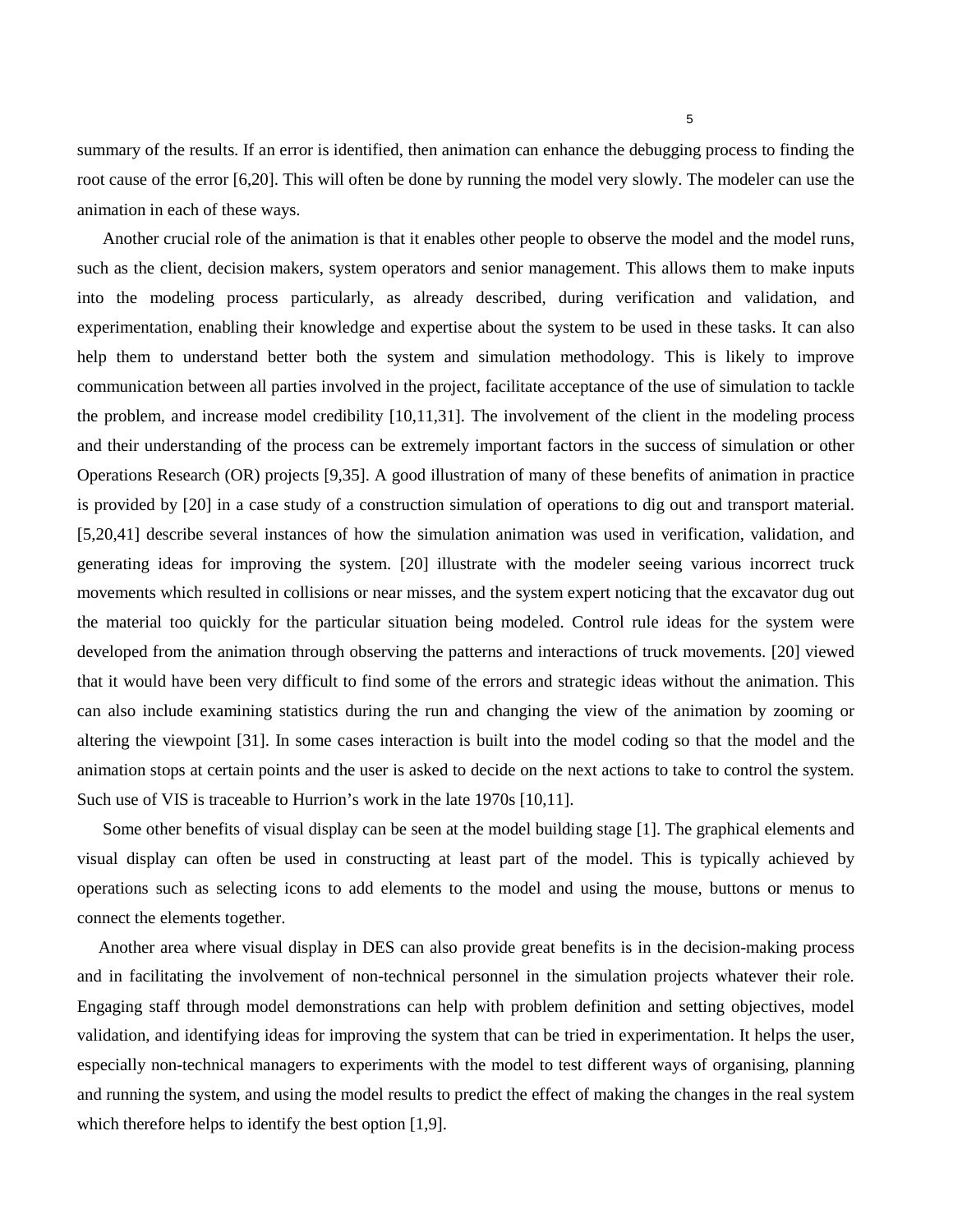summary of the results. If an error is identified, then animation can enhance the debugging process to finding the root cause of the error [6,20]. This will often be done by running the model very slowly. The modeler can use the animation in each of these ways.

Another crucial role of the animation is that it enables other people to observe the model and the model runs, such as the client, decision makers, system operators and senior management. This allows them to make inputs into the modeling process particularly, as already described, during verification and validation, and experimentation, enabling their knowledge and expertise about the system to be used in these tasks. It can also help them to understand better both the system and simulation methodology. This is likely to improve communication between all parties involved in the project, facilitate acceptance of the use of simulation to tackle the problem, and increase model credibility [10,11,31]. The involvement of the client in the modeling process and their understanding of the process can be extremely important factors in the success of simulation or other Operations Research (OR) projects [9,35]. A good illustration of many of these benefits of animation in practice is provided by [20] in a case study of a construction simulation of operations to dig out and transport material. [5,20,41] describe several instances of how the simulation animation was used in verification, validation, and generating ideas for improving the system. [20] illustrate with the modeler seeing various incorrect truck movements which resulted in collisions or near misses, and the system expert noticing that the excavator dug out the material too quickly for the particular situation being modeled. Control rule ideas for the system were developed from the animation through observing the patterns and interactions of truck movements. [20] viewed that it would have been very difficult to find some of the errors and strategic ideas without the animation. This can also include examining statistics during the run and changing the view of the animation by zooming or altering the viewpoint [31]. In some cases interaction is built into the model coding so that the model and the animation stops at certain points and the user is asked to decide on the next actions to take to control the system. Such use of VIS is traceable to Hurrion's work in the late 1970s [10,11].

Some other benefits of visual display can be seen at the model building stage [1]. The graphical elements and visual display can often be used in constructing at least part of the model. This is typically achieved by operations such as selecting icons to add elements to the model and using the mouse, buttons or menus to connect the elements together.

Another area where visual display in DES can also provide great benefits is in the decision-making process and in facilitating the involvement of non-technical personnel in the simulation projects whatever their role. Engaging staff through model demonstrations can help with problem definition and setting objectives, model validation, and identifying ideas for improving the system that can be tried in experimentation. It helps the user, especially non-technical managers to experiments with the model to test different ways of organising, planning and running the system, and using the model results to predict the effect of making the changes in the real system which therefore helps to identify the best option [1,9].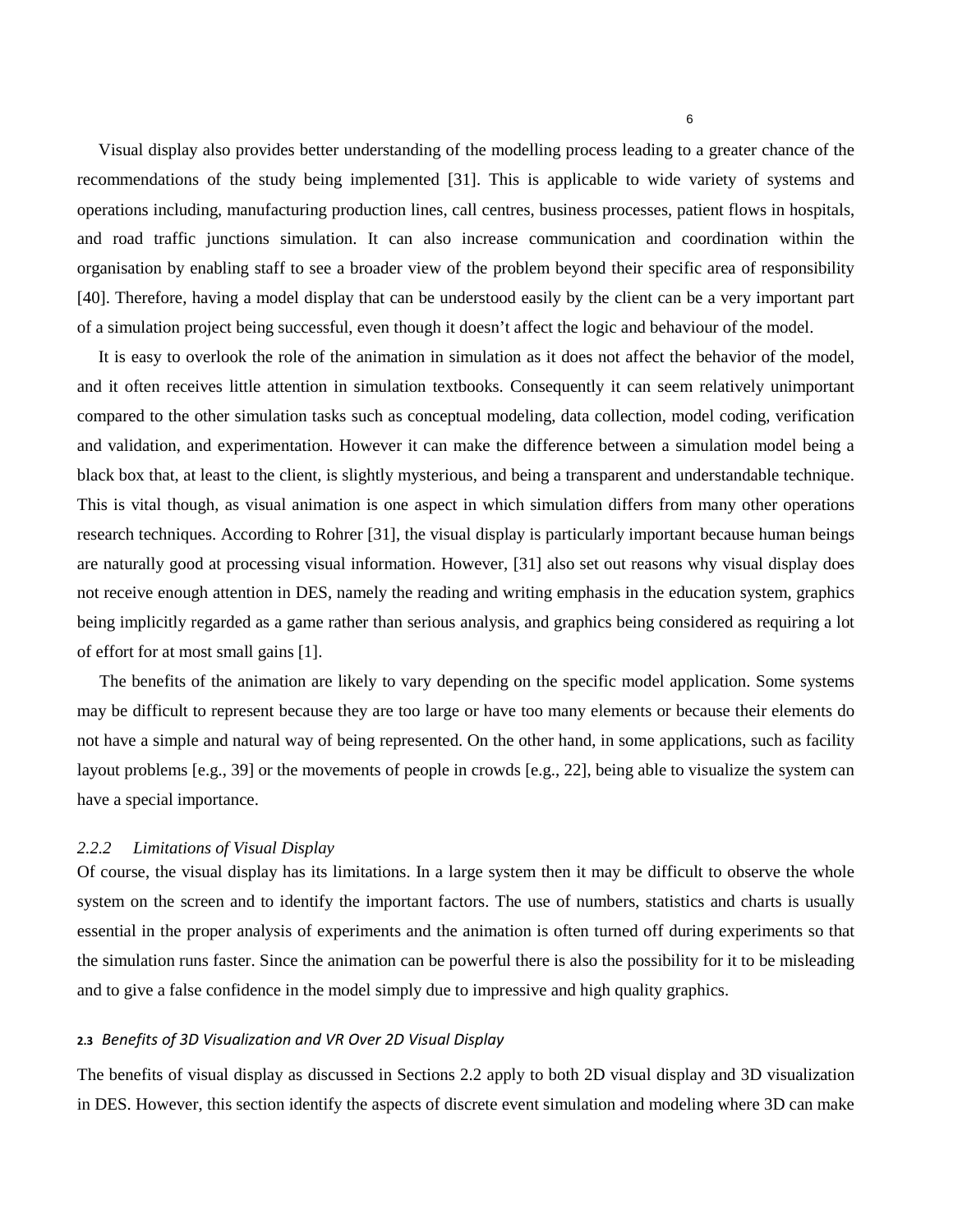Visual display also provides better understanding of the modelling process leading to a greater chance of the recommendations of the study being implemented [31]. This is applicable to wide variety of systems and operations including, manufacturing production lines, call centres, business processes, patient flows in hospitals, and road traffic junctions simulation. It can also increase communication and coordination within the organisation by enabling staff to see a broader view of the problem beyond their specific area of responsibility [40]. Therefore, having a model display that can be understood easily by the client can be a very important part of a simulation project being successful, even though it doesn't affect the logic and behaviour of the model.

It is easy to overlook the role of the animation in simulation as it does not affect the behavior of the model, and it often receives little attention in simulation textbooks. Consequently it can seem relatively unimportant compared to the other simulation tasks such as conceptual modeling, data collection, model coding, verification and validation, and experimentation. However it can make the difference between a simulation model being a black box that, at least to the client, is slightly mysterious, and being a transparent and understandable technique. This is vital though, as visual animation is one aspect in which simulation differs from many other operations research techniques. According to Rohrer [31], the visual display is particularly important because human beings are naturally good at processing visual information. However, [31] also set out reasons why visual display does not receive enough attention in DES, namely the reading and writing emphasis in the education system, graphics being implicitly regarded as a game rather than serious analysis, and graphics being considered as requiring a lot of effort for at most small gains [1].

The benefits of the animation are likely to vary depending on the specific model application. Some systems may be difficult to represent because they are too large or have too many elements or because their elements do not have a simple and natural way of being represented. On the other hand, in some applications, such as facility layout problems [e.g., 39] or the movements of people in crowds [e.g., 22], being able to visualize the system can have a special importance.

### *2.2.2 Limitations of Visual Display*

Of course, the visual display has its limitations. In a large system then it may be difficult to observe the whole system on the screen and to identify the important factors. The use of numbers, statistics and charts is usually essential in the proper analysis of experiments and the animation is often turned off during experiments so that the simulation runs faster. Since the animation can be powerful there is also the possibility for it to be misleading and to give a false confidence in the model simply due to impressive and high quality graphics.

## 2.3 *Benefits of 3D Visualization and VR Over 2D Visual Display*

The benefits of visual display as discussed in Sections 2.2 apply to both 2D visual display and 3D visualization in DES. However, this section identify the aspects of discrete event simulation and modeling where 3D can make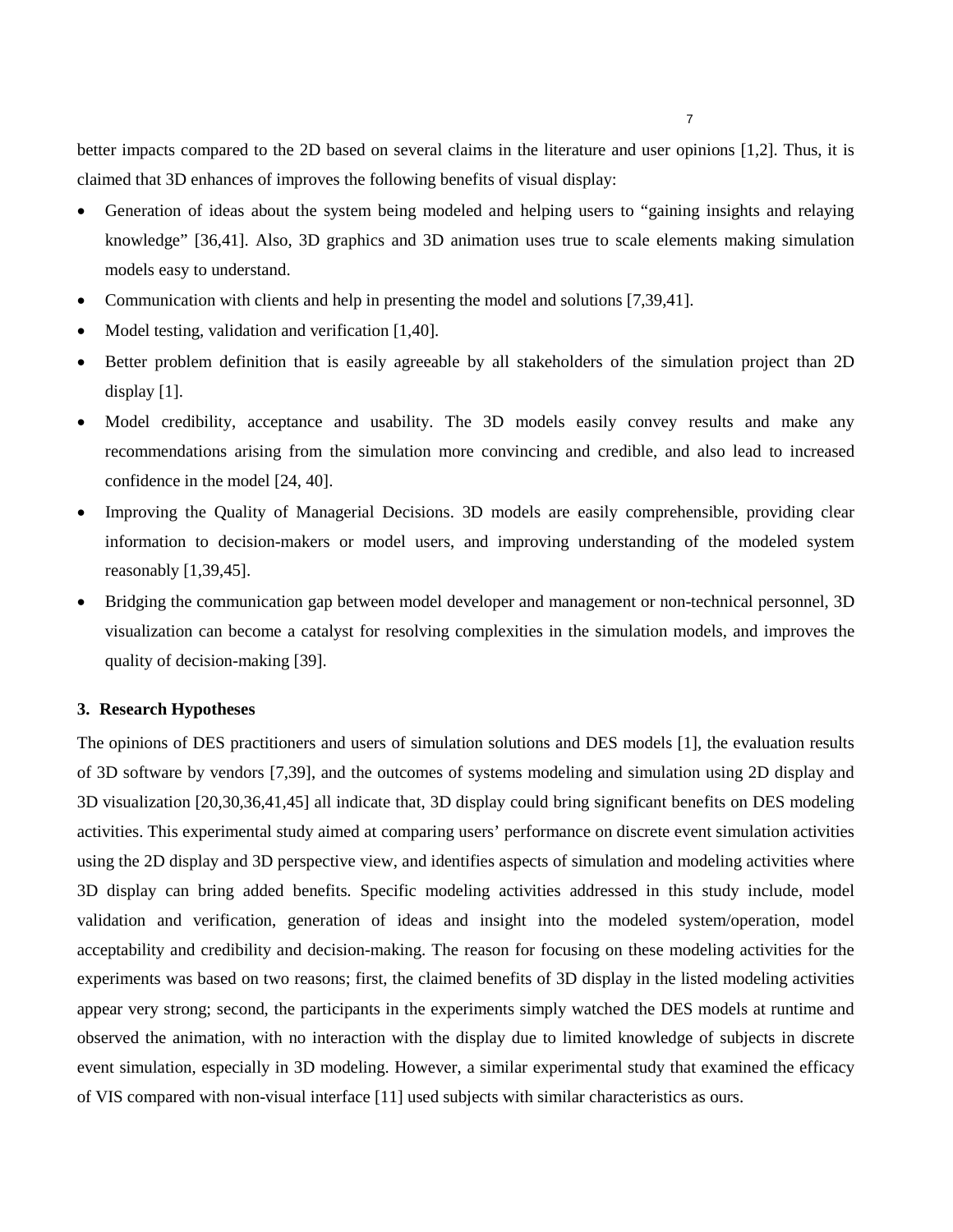better impacts compared to the 2D based on several claims in the literature and user opinions [1,2]. Thus, it is claimed that 3D enhances of improves the following benefits of visual display:

- Generation of ideas about the system being modeled and helping users to "gaining insights and relaying knowledge" [36,41]. Also, 3D graphics and 3D animation uses true to scale elements making simulation models easy to understand.
- Communication with clients and help in presenting the model and solutions [7,39,41].
- Model testing, validation and verification [1,40].
- Better problem definition that is easily agreeable by all stakeholders of the simulation project than 2D display [1].
- Model credibility, acceptance and usability. The 3D models easily convey results and make any recommendations arising from the simulation more convincing and credible, and also lead to increased confidence in the model [24, 40].
- Improving the Quality of Managerial Decisions. 3D models are easily comprehensible, providing clear information to decision-makers or model users, and improving understanding of the modeled system reasonably [1,39,45].
- Bridging the communication gap between model developer and management or non-technical personnel, 3D visualization can become a catalyst for resolving complexities in the simulation models, and improves the quality of decision-making [39].

### 3. Research Hypotheses

The opinions of DES practitioners and users of simulation solutions and DES models [1], the evaluation results of 3D software by vendors [7,39], and the outcomes of systems modeling and simulation using 2D display and 3D visualization [20,30,36,41,45] all indicate that, 3D display could bring significant benefits on DES modeling activities. This experimental study aimed at comparing users' performance on discrete event simulation activities using the 2D display and 3D perspective view, and identifies aspects of simulation and modeling activities where 3D display can bring added benefits. Specific modeling activities addressed in this study include, model validation and verification, generation of ideas and insight into the modeled system/operation, model acceptability and credibility and decision-making. The reason for focusing on these modeling activities for the experiments was based on two reasons; first, the claimed benefits of 3D display in the listed modeling activities appear very strong; second, the participants in the experiments simply watched the DES models at runtime and observed the animation, with no interaction with the display due to limited knowledge of subjects in discrete event simulation, especially in 3D modeling. However, a similar experimental study that examined the efficacy of VIS compared with non-visual interface [11] used subjects with similar characteristics as ours.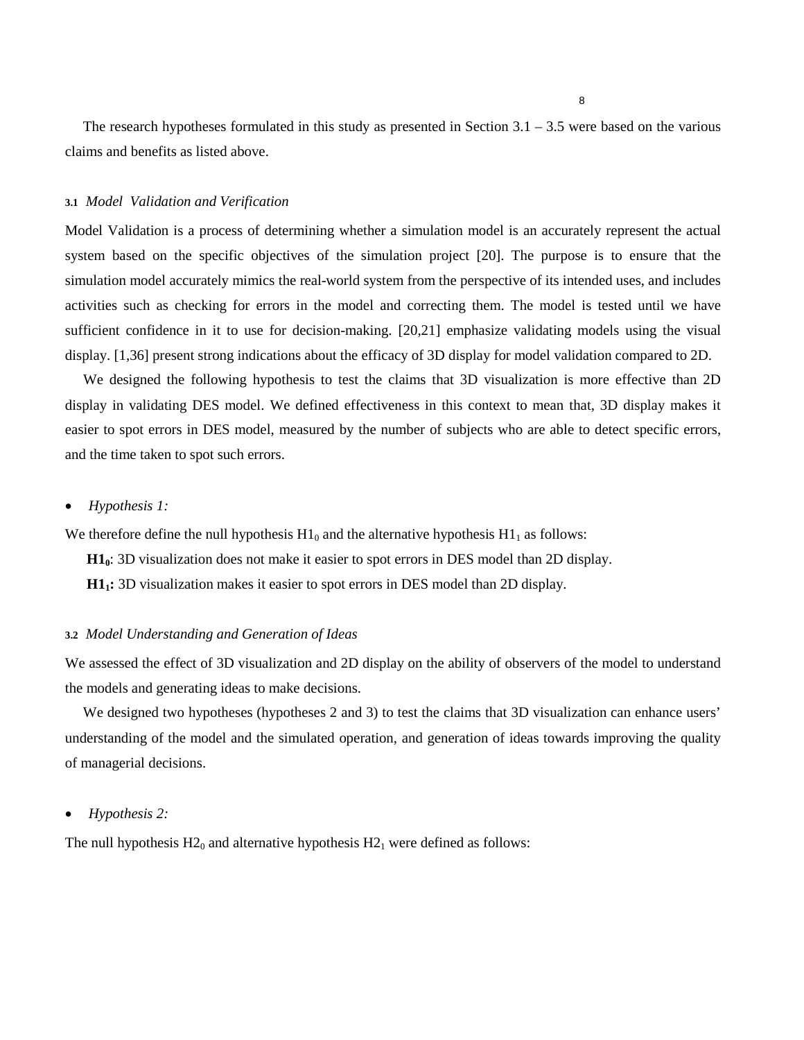The research hypotheses formulated in this study as presented in Section 3.1 – 3.5 were based on the various claims and benefits as listed above.

### 3.1 *Model Validation and Verification*

Model Validation is a process of determining whether a simulation model is an accurately represent the actual system based on the specific objectives of the simulation project [20]. The purpose is to ensure that the simulation model accurately mimics the real-world system from the perspective of its intended uses, and includes activities such as checking for errors in the model and correcting them. The model is tested until we have sufficient confidence in it to use for decision-making. [20,21] emphasize validating models using the visual display. [1,36] present strong indications about the efficacy of 3D display for model validation compared to 2D.

We designed the following hypothesis to test the claims that 3D visualization is more effective than 2D display in validating DES model. We defined effectiveness in this context to mean that, 3D display makes it easier to spot errors in DES model, measured by the number of subjects who are able to detect specific errors, and the time taken to spot such errors.

- *Hypothesis 1:*

We therefore define the null hypothesis $H1_0$ and the alternative hypothesis $H1_1$ as follows:

**$H1_0$**: 3D visualization does not make it easier to spot errors in DES model than 2D display.

**$H1_1$:** 3D visualization makes it easier to spot errors in DES model than 2D display.

### 3.2 *Model Understanding and Generation of Ideas*

We assessed the effect of 3D visualization and 2D display on the ability of observers of the model to understand the models and generating ideas to make decisions.

We designed two hypotheses (hypotheses 2 and 3) to test the claims that 3D visualization can enhance users' understanding of the model and the simulated operation, and generation of ideas towards improving the quality of managerial decisions.

- *Hypothesis 2:*

The null hypothesis $H2_0$ and alternative hypothesis $H2_1$ were defined as follows: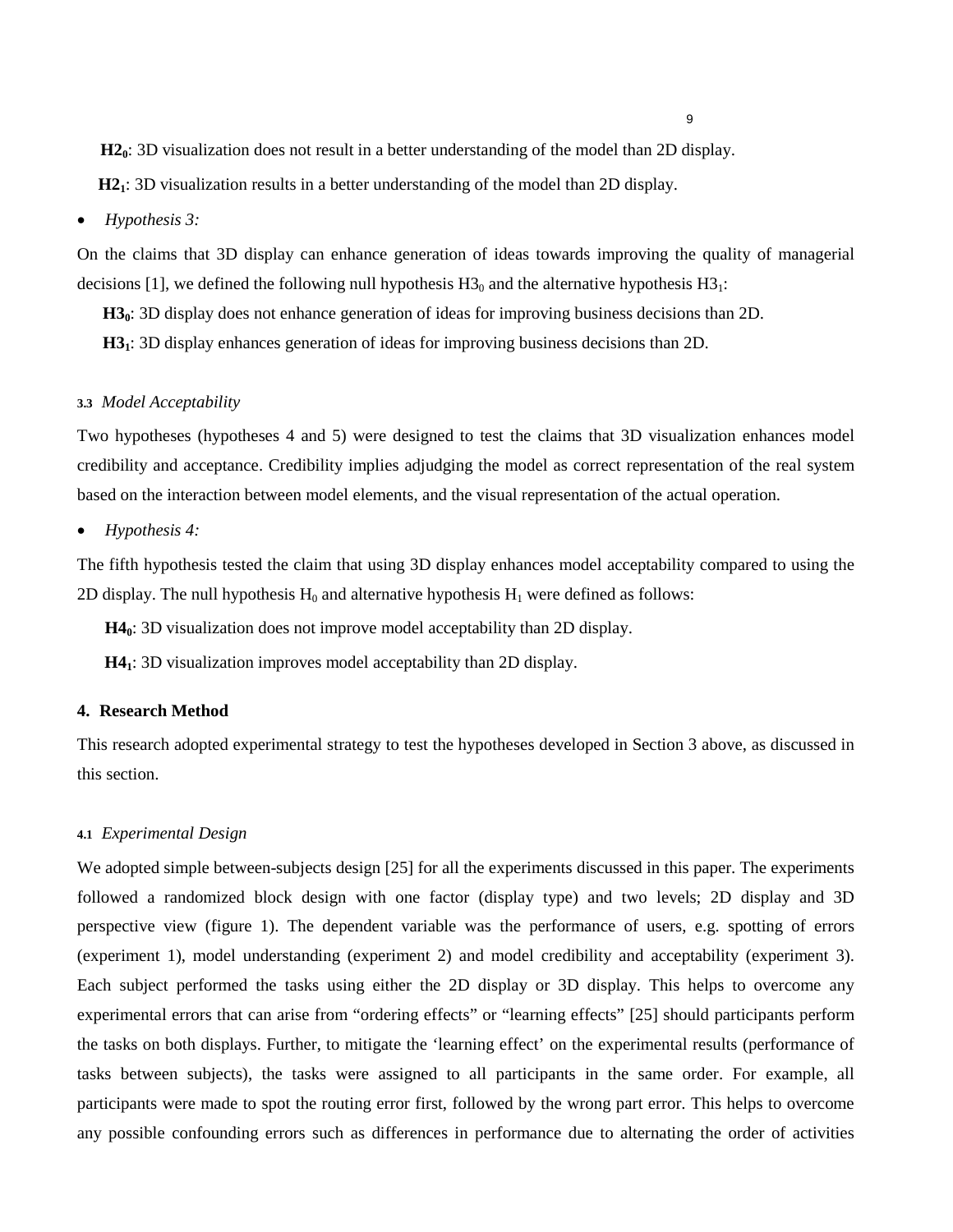**$H2_0$**: 3D visualization does not result in a better understanding of the model than 2D display.

**$H2_1$**: 3D visualization results in a better understanding of the model than 2D display.

- *Hypothesis 3:*

On the claims that 3D display can enhance generation of ideas towards improving the quality of managerial decisions [1], we defined the following null hypothesis $H3_0$ and the alternative hypothesis $H3_1$:

**$H3_0$**: 3D display does not enhance generation of ideas for improving business decisions than 2D.

**$H3_1$**: 3D display enhances generation of ideas for improving business decisions than 2D.

### 3.3 *Model Acceptability*

Two hypotheses (hypotheses 4 and 5) were designed to test the claims that 3D visualization enhances model credibility and acceptance. Credibility implies adjudging the model as correct representation of the real system based on the interaction between model elements, and the visual representation of the actual operation.

- *Hypothesis 4:*

The fifth hypothesis tested the claim that using 3D display enhances model acceptability compared to using the 2D display. The null hypothesis $H_0$ and alternative hypothesis $H_1$ were defined as follows:

**$H4_0$**: 3D visualization does not improve model acceptability than 2D display.

**$H4_1$**: 3D visualization improves model acceptability than 2D display.

## 4. Research Method

This research adopted experimental strategy to test the hypotheses developed in Section 3 above, as discussed in this section.

### 4.1 *Experimental Design*

We adopted simple between-subjects design [25] for all the experiments discussed in this paper. The experiments followed a randomized block design with one factor (display type) and two levels; 2D display and 3D perspective view (figure 1). The dependent variable was the performance of users, e.g. spotting of errors (experiment 1), model understanding (experiment 2) and model credibility and acceptability (experiment 3). Each subject performed the tasks using either the 2D display or 3D display. This helps to overcome any experimental errors that can arise from "ordering effects" or "learning effects" [25] should participants perform the tasks on both displays. Further, to mitigate the 'learning effect' on the experimental results (performance of tasks between subjects), the tasks were assigned to all participants in the same order. For example, all participants were made to spot the routing error first, followed by the wrong part error. This helps to overcome any possible confounding errors such as differences in performance due to alternating the order of activities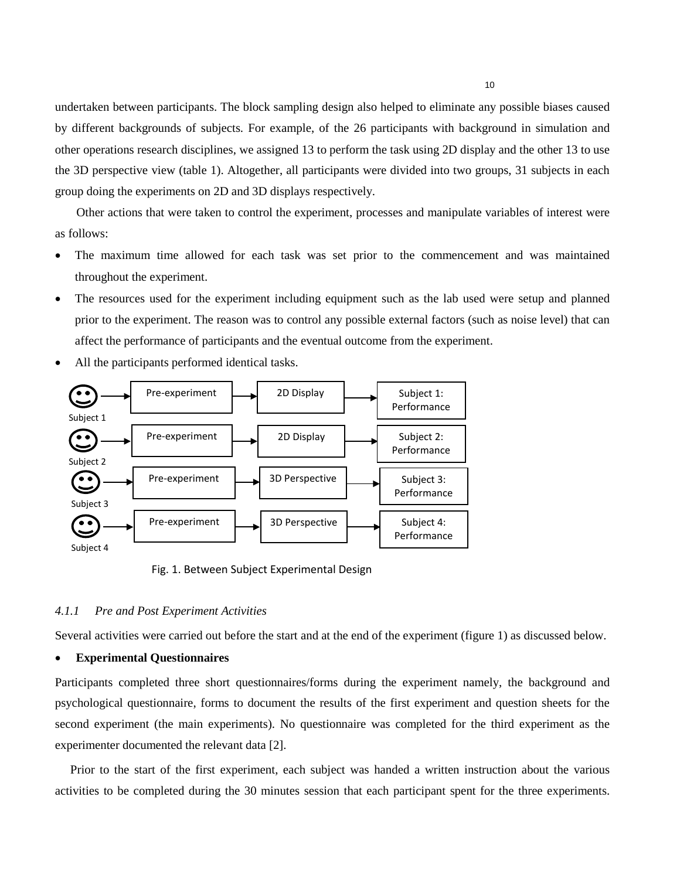undertaken between participants. The block sampling design also helped to eliminate any possible biases caused by different backgrounds of subjects. For example, of the 26 participants with background in simulation and other operations research disciplines, we assigned 13 to perform the task using 2D display and the other 13 to use the 3D perspective view (table 1). Altogether, all participants were divided into two groups, 31 subjects in each group doing the experiments on 2D and 3D displays respectively.

Other actions that were taken to control the experiment, processes and manipulate variables of interest were as follows:

- The maximum time allowed for each task was set prior to the commencement and was maintained throughout the experiment.
- The resources used for the experiment including equipment such as the lab used were setup and planned prior to the experiment. The reason was to control any possible external factors (such as noise level) that can affect the performance of participants and the eventual outcome from the experiment.
- All the participants performed identical tasks.

Subject 1 → Pre-experiment → 2D Display → Subject 1: Performance

Subject 2 → Pre-experiment → 2D Display → Subject 2: Performance

Subject 3 → Pre-experiment → 3D Perspective → Subject 3: Performance

Subject 4 → Pre-experiment → 3D Perspective → Subject 4: Performance

Fig. 1. Between Subject Experimental Design

#### *4.1.1 Pre and Post Experiment Activities*

Several activities were carried out before the start and at the end of the experiment (figure 1) as discussed below.

- **Experimental Questionnaires**

Participants completed three short questionnaires/forms during the experiment namely, the background and psychological questionnaire, forms to document the results of the first experiment and question sheets for the second experiment (the main experiments). No questionnaire was completed for the third experiment as the experimenter documented the relevant data [2].

Prior to the start of the first experiment, each subject was handed a written instruction about the various activities to be completed during the 30 minutes session that each participant spent for the three experiments.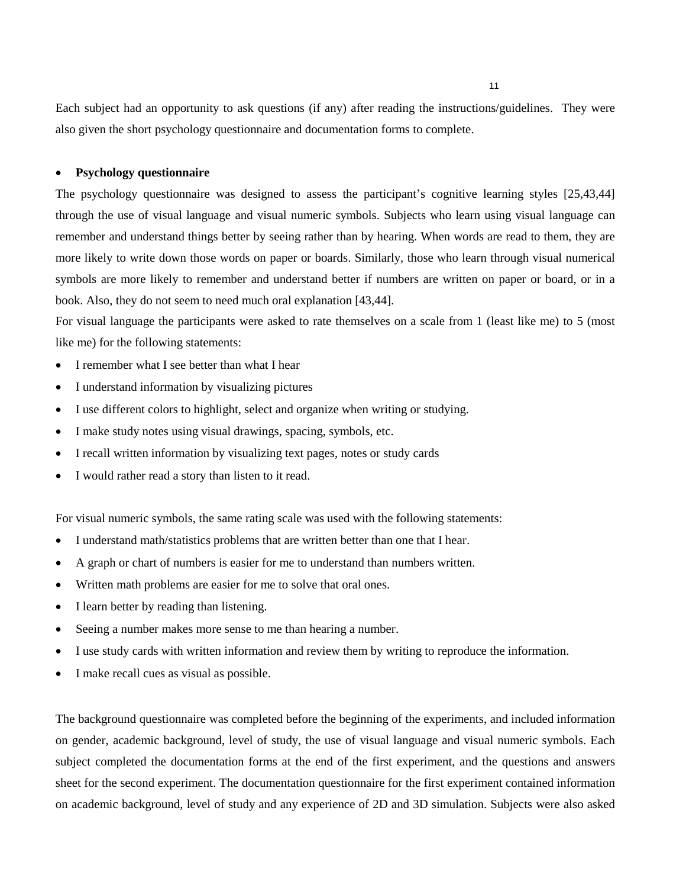Each subject had an opportunity to ask questions (if any) after reading the instructions/guidelines. They were also given the short psychology questionnaire and documentation forms to complete.

- **Psychology questionnaire**

The psychology questionnaire was designed to assess the participant's cognitive learning styles [25,43,44] through the use of visual language and visual numeric symbols. Subjects who learn using visual language can remember and understand things better by seeing rather than by hearing. When words are read to them, they are more likely to write down those words on paper or boards. Similarly, those who learn through visual numerical symbols are more likely to remember and understand better if numbers are written on paper or board, or in a book. Also, they do not seem to need much oral explanation [43,44].

For visual language the participants were asked to rate themselves on a scale from 1 (least like me) to 5 (most like me) for the following statements:

- I remember what I see better than what I hear
- I understand information by visualizing pictures
- I use different colors to highlight, select and organize when writing or studying.
- I make study notes using visual drawings, spacing, symbols, etc.
- I recall written information by visualizing text pages, notes or study cards
- I would rather read a story than listen to it read.

For visual numeric symbols, the same rating scale was used with the following statements:

- I understand math/statistics problems that are written better than one that I hear.
- A graph or chart of numbers is easier for me to understand than numbers written.
- Written math problems are easier for me to solve that oral ones.
- I learn better by reading than listening.
- Seeing a number makes more sense to me than hearing a number.
- I use study cards with written information and review them by writing to reproduce the information.
- I make recall cues as visual as possible.

The background questionnaire was completed before the beginning of the experiments, and included information on gender, academic background, level of study, the use of visual language and visual numeric symbols. Each subject completed the documentation forms at the end of the first experiment, and the questions and answers sheet for the second experiment. The documentation questionnaire for the first experiment contained information on academic background, level of study and any experience of 2D and 3D simulation. Subjects were also asked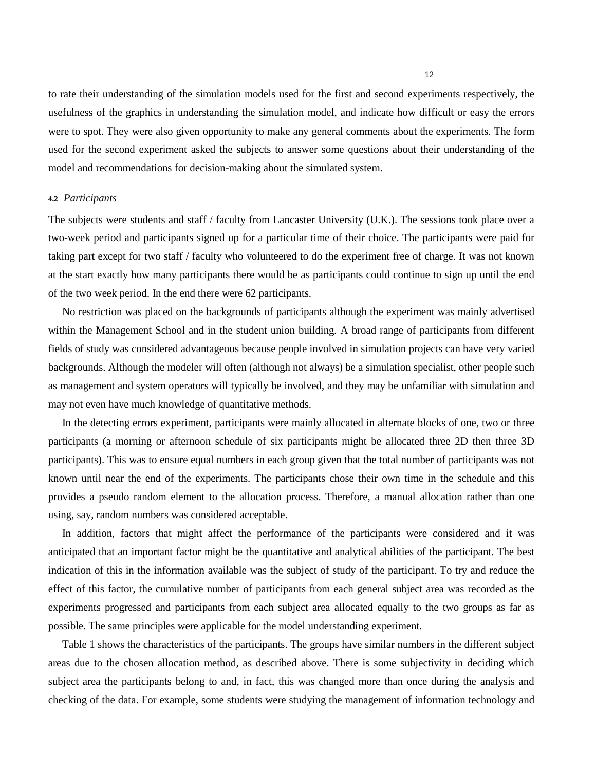to rate their understanding of the simulation models used for the first and second experiments respectively, the usefulness of the graphics in understanding the simulation model, and indicate how difficult or easy the errors were to spot. They were also given opportunity to make any general comments about the experiments. The form used for the second experiment asked the subjects to answer some questions about their understanding of the model and recommendations for decision-making about the simulated system.

### 4.2 *Participants*

The subjects were students and staff / faculty from Lancaster University (U.K.). The sessions took place over a two-week period and participants signed up for a particular time of their choice. The participants were paid for taking part except for two staff / faculty who volunteered to do the experiment free of charge. It was not known at the start exactly how many participants there would be as participants could continue to sign up until the end of the two week period. In the end there were 62 participants.

No restriction was placed on the backgrounds of participants although the experiment was mainly advertised within the Management School and in the student union building. A broad range of participants from different fields of study was considered advantageous because people involved in simulation projects can have very varied backgrounds. Although the modeler will often (although not always) be a simulation specialist, other people such as management and system operators will typically be involved, and they may be unfamiliar with simulation and may not even have much knowledge of quantitative methods.

In the detecting errors experiment, participants were mainly allocated in alternate blocks of one, two or three participants (a morning or afternoon schedule of six participants might be allocated three 2D then three 3D participants). This was to ensure equal numbers in each group given that the total number of participants was not known until near the end of the experiments. The participants chose their own time in the schedule and this provides a pseudo random element to the allocation process. Therefore, a manual allocation rather than one using, say, random numbers was considered acceptable.

In addition, factors that might affect the performance of the participants were considered and it was anticipated that an important factor might be the quantitative and analytical abilities of the participant. The best indication of this in the information available was the subject of study of the participant. To try and reduce the effect of this factor, the cumulative number of participants from each general subject area was recorded as the experiments progressed and participants from each subject area allocated equally to the two groups as far as possible. The same principles were applicable for the model understanding experiment.

Table 1 shows the characteristics of the participants. The groups have similar numbers in the different subject areas due to the chosen allocation method, as described above. There is some subjectivity in deciding which subject area the participants belong to and, in fact, this was changed more than once during the analysis and checking of the data. For example, some students were studying the management of information technology and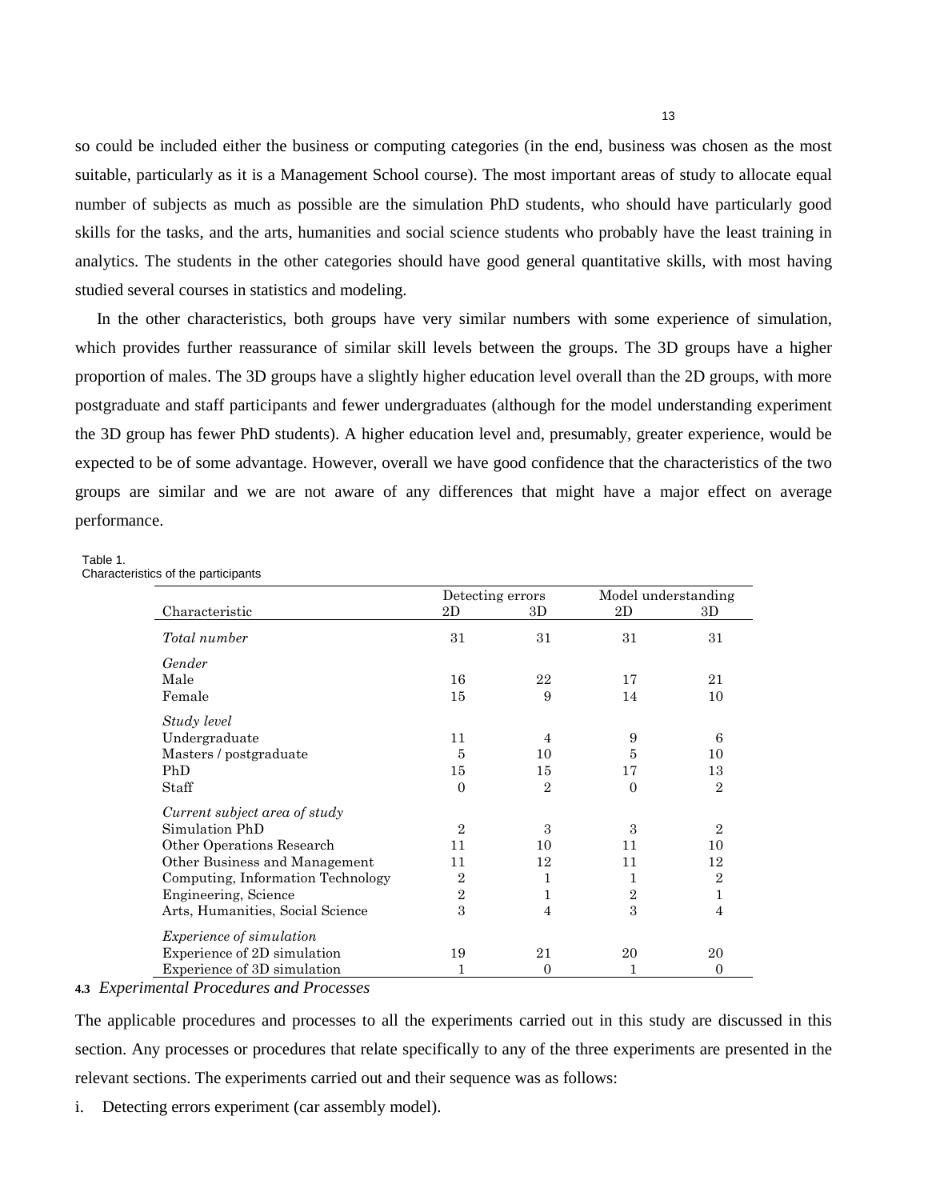so could be included either the business or computing categories (in the end, business was chosen as the most suitable, particularly as it is a Management School course). The most important areas of study to allocate equal number of subjects as much as possible are the simulation PhD students, who should have particularly good skills for the tasks, and the arts, humanities and social science students who probably have the least training in analytics. The students in the other categories should have good general quantitative skills, with most having studied several courses in statistics and modeling.

In the other characteristics, both groups have very similar numbers with some experience of simulation, which provides further reassurance of similar skill levels between the groups. The 3D groups have a higher proportion of males. The 3D groups have a slightly higher education level overall than the 2D groups, with more postgraduate and staff participants and fewer undergraduates (although for the model understanding experiment the 3D group has fewer PhD students). A higher education level and, presumably, greater experience, would be expected to be of some advantage. However, overall we have good confidence that the characteristics of the two groups are similar and we are not aware of any differences that might have a major effect on average performance.

Table 1.
Characteristics of the participants

| Characteristic | Detecting errors 2D | Detecting errors 3D | Model understanding 2D | Model understanding 3D |
|---|---|---|---|---|
| *Total number* | 31 | 31 | 31 | 31 |
| *Gender* | | | | |
| Male | 16 | 22 | 17 | 21 |
| Female | 15 | 9 | 14 | 10 |
| *Study level* | | | | |
| Undergraduate | 11 | 4 | 9 | 6 |
| Masters / postgraduate | 5 | 10 | 5 | 10 |
| PhD | 15 | 15 | 17 | 13 |
| Staff | 0 | 2 | 0 | 2 |
| *Current subject area of study* | | | | |
| Simulation PhD | 2 | 3 | 3 | 2 |
| Other Operations Research | 11 | 10 | 11 | 10 |
| Other Business and Management | 11 | 12 | 11 | 12 |
| Computing, Information Technology | 2 | 1 | 1 | 2 |
| Engineering, Science | 2 | 1 | 2 | 1 |
| Arts, Humanities, Social Science | 3 | 4 | 3 | 4 |
| *Experience of simulation* | | | | |
| Experience of 2D simulation | 19 | 21 | 20 | 20 |
| Experience of 3D simulation | 1 | 0 | 1 | 0 |

### 4.3 *Experimental Procedures and Processes*

The applicable procedures and processes to all the experiments carried out in this study are discussed in this section. Any processes or procedures that relate specifically to any of the three experiments are presented in the relevant sections. The experiments carried out and their sequence was as follows:

i. Detecting errors experiment (car assembly model).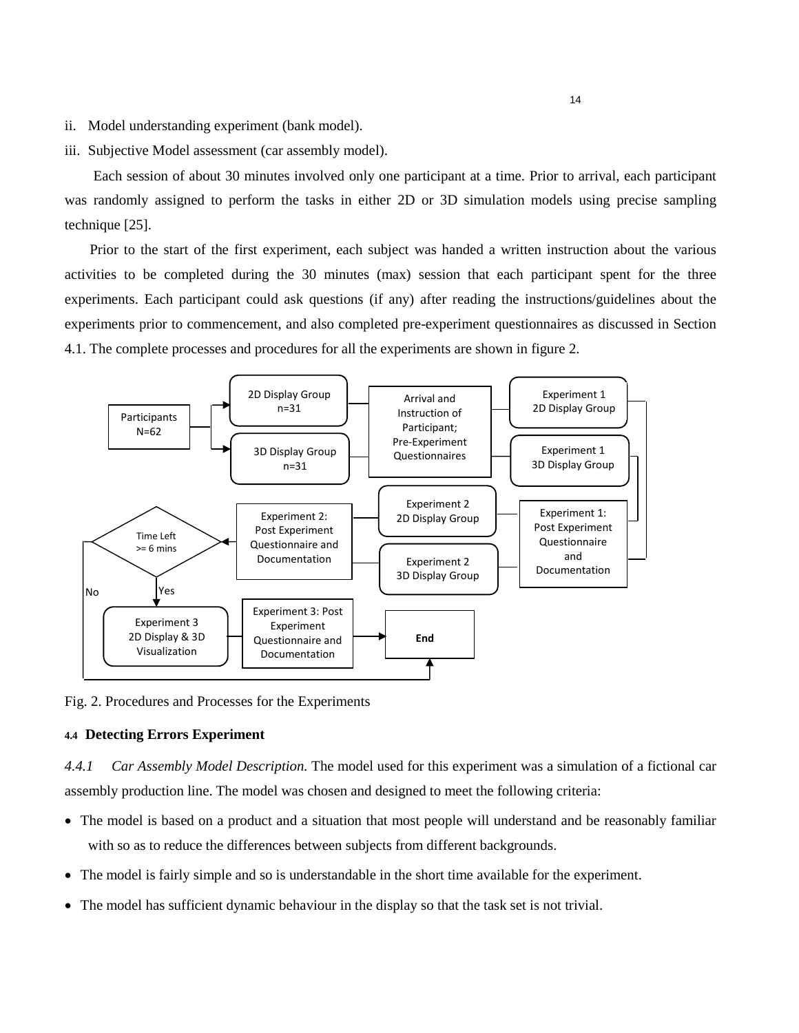ii. Model understanding experiment (bank model).

iii. Subjective Model assessment (car assembly model).

Each session of about 30 minutes involved only one participant at a time. Prior to arrival, each participant was randomly assigned to perform the tasks in either 2D or 3D simulation models using precise sampling technique [25].

Prior to the start of the first experiment, each subject was handed a written instruction about the various activities to be completed during the 30 minutes (max) session that each participant spent for the three experiments. Each participant could ask questions (if any) after reading the instructions/guidelines about the experiments prior to commencement, and also completed pre-experiment questionnaires as discussed in Section 4.1. The complete processes and procedures for all the experiments are shown in figure 2.

Participants
N=62

2D Display Group
n=31

3D Display Group
n=31

Arrival and
Instruction of
Participant;
Pre-Experiment
Questionnaires

Experiment 1
2D Display Group

Experiment 1
3D Display Group

Experiment 1:
Post Experiment
Questionnaire
and
Documentation

Experiment 2
2D Display Group

Experiment 2
3D Display Group

Experiment 2:
Post Experiment
Questionnaire and
Documentation

Time Left
>= 6 mins

Yes

No

Experiment 3
2D Display & 3D
Visualization

Experiment 3: Post
Experiment
Questionnaire and
Documentation

End

Fig. 2. Procedures and Processes for the Experiments

## 4.4 Detecting Errors Experiment

*4.4.1 Car Assembly Model Description.* The model used for this experiment was a simulation of a fictional car assembly production line. The model was chosen and designed to meet the following criteria:

- The model is based on a product and a situation that most people will understand and be reasonably familiar with so as to reduce the differences between subjects from different backgrounds.
- The model is fairly simple and so is understandable in the short time available for the experiment.
- The model has sufficient dynamic behaviour in the display so that the task set is not trivial.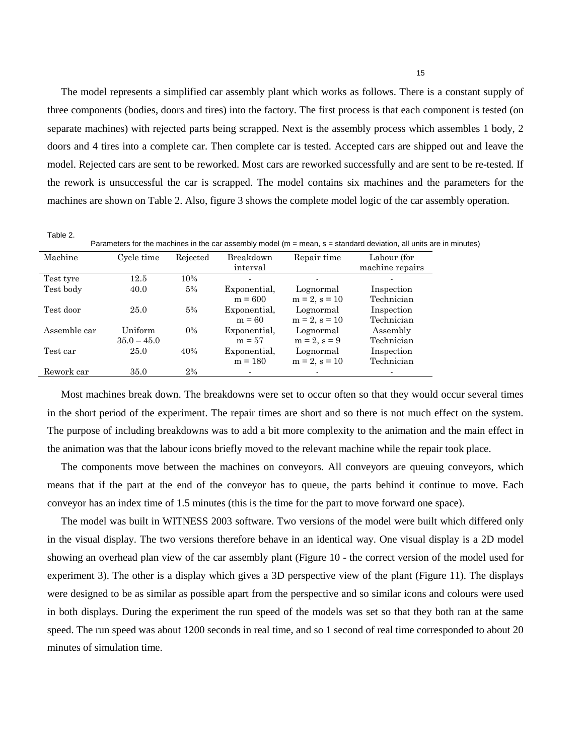The model represents a simplified car assembly plant which works as follows. There is a constant supply of three components (bodies, doors and tires) into the factory. The first process is that each component is tested (on separate machines) with rejected parts being scrapped. Next is the assembly process which assembles 1 body, 2 doors and 4 tires into a complete car. Then complete car is tested. Accepted cars are shipped out and leave the model. Rejected cars are sent to be reworked. Most cars are reworked successfully and are sent to be re-tested. If the rework is unsuccessful the car is scrapped. The model contains six machines and the parameters for the machines are shown on Table 2. Also, figure 3 shows the complete model logic of the car assembly operation.

Table 2.

Parameters for the machines in the car assembly model (m = mean, s = standard deviation, all units are in minutes)

| Machine | Cycle time | Rejected | Breakdown interval | Repair time | Labour (for machine repairs |
|---|---|---|---|---|---|
| Test tyre | 12.5 | 10% | - | - | - |
| Test body | 40.0 | 5% | Exponential, m = 600 | Lognormal m = 2, s = 10 | Inspection Technician |
| Test door | 25.0 | 5% | Exponential, m = 60 | Lognormal m = 2, s = 10 | Inspection Technician |
| Assemble car | Uniform 35.0 – 45.0 | 0% | Exponential, m = 57 | Lognormal m = 2, s = 9 | Assembly Technician |
| Test car | 25.0 | 40% | Exponential, m = 180 | Lognormal m = 2, s = 10 | Inspection Technician |
| Rework car | 35.0 | 2% | - | - | - |

Most machines break down. The breakdowns were set to occur often so that they would occur several times in the short period of the experiment. The repair times are short and so there is not much effect on the system. The purpose of including breakdowns was to add a bit more complexity to the animation and the main effect in the animation was that the labour icons briefly moved to the relevant machine while the repair took place.

The components move between the machines on conveyors. All conveyors are queuing conveyors, which means that if the part at the end of the conveyor has to queue, the parts behind it continue to move. Each conveyor has an index time of 1.5 minutes (this is the time for the part to move forward one space).

The model was built in WITNESS 2003 software. Two versions of the model were built which differed only in the visual display. The two versions therefore behave in an identical way. One visual display is a 2D model showing an overhead plan view of the car assembly plant (Figure 10 - the correct version of the model used for experiment 3). The other is a display which gives a 3D perspective view of the plant (Figure 11). The displays were designed to be as similar as possible apart from the perspective and so similar icons and colours were used in both displays. During the experiment the run speed of the models was set so that they both ran at the same speed. The run speed was about 1200 seconds in real time, and so 1 second of real time corresponded to about 20 minutes of simulation time.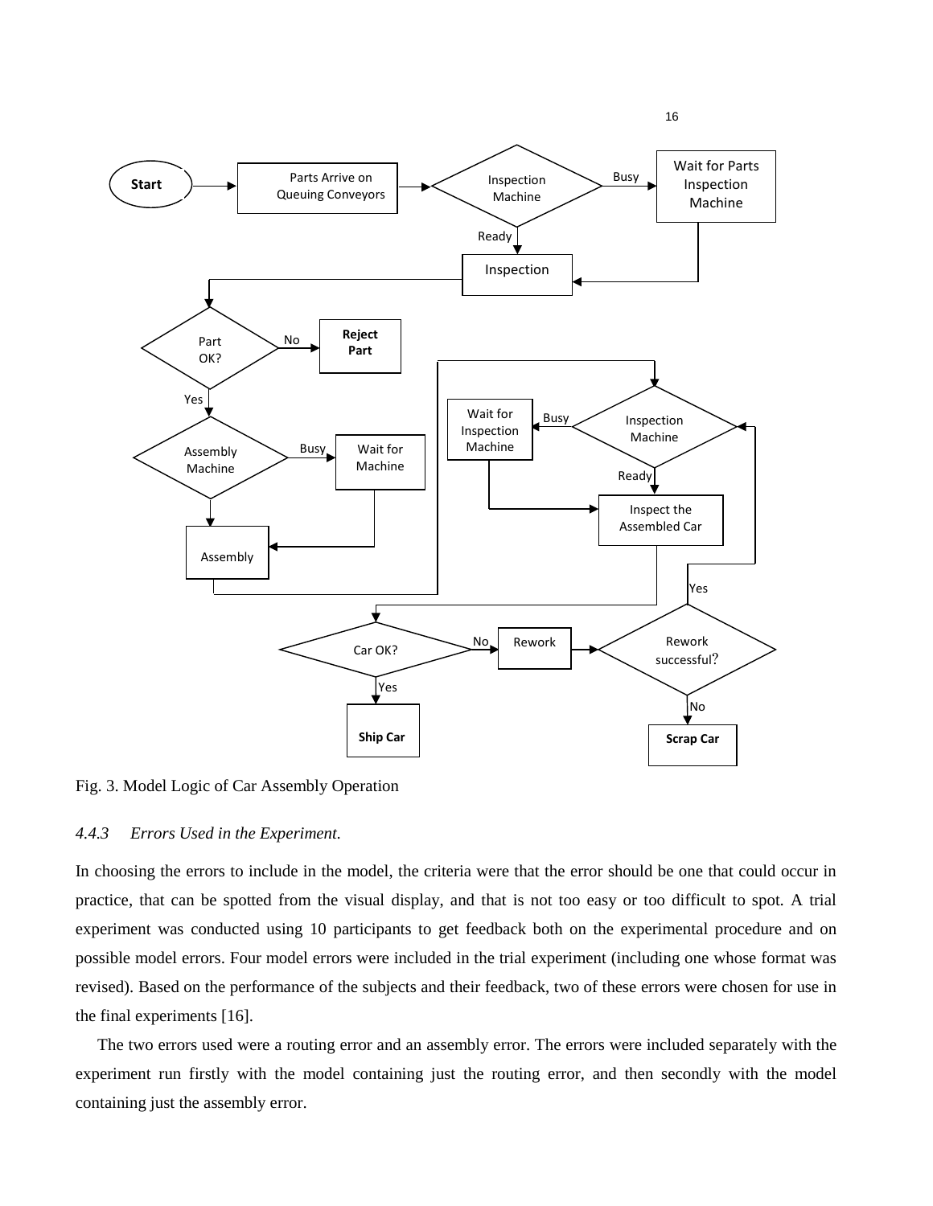Start

Parts Arrive on Queuing Conveyors

Inspection Machine

Busy

Wait for Parts Inspection Machine

Ready

Inspection

Part OK?

No

Reject Part

Yes

Assembly Machine

Busy

Wait for Machine

Assembly

Wait for Inspection Machine

Busy

Inspection Machine

Ready

Inspect the Assembled Car

Yes

Car OK?

No

Rework

Rework successful?

Yes

Ship Car

No

Scrap Car

Fig. 3. Model Logic of Car Assembly Operation

### *4.4.3 Errors Used in the Experiment.*

In choosing the errors to include in the model, the criteria were that the error should be one that could occur in practice, that can be spotted from the visual display, and that is not too easy or too difficult to spot. A trial experiment was conducted using 10 participants to get feedback both on the experimental procedure and on possible model errors. Four model errors were included in the trial experiment (including one whose format was revised). Based on the performance of the subjects and their feedback, two of these errors were chosen for use in the final experiments [16].

The two errors used were a routing error and an assembly error. The errors were included separately with the experiment run firstly with the model containing just the routing error, and then secondly with the model containing just the assembly error.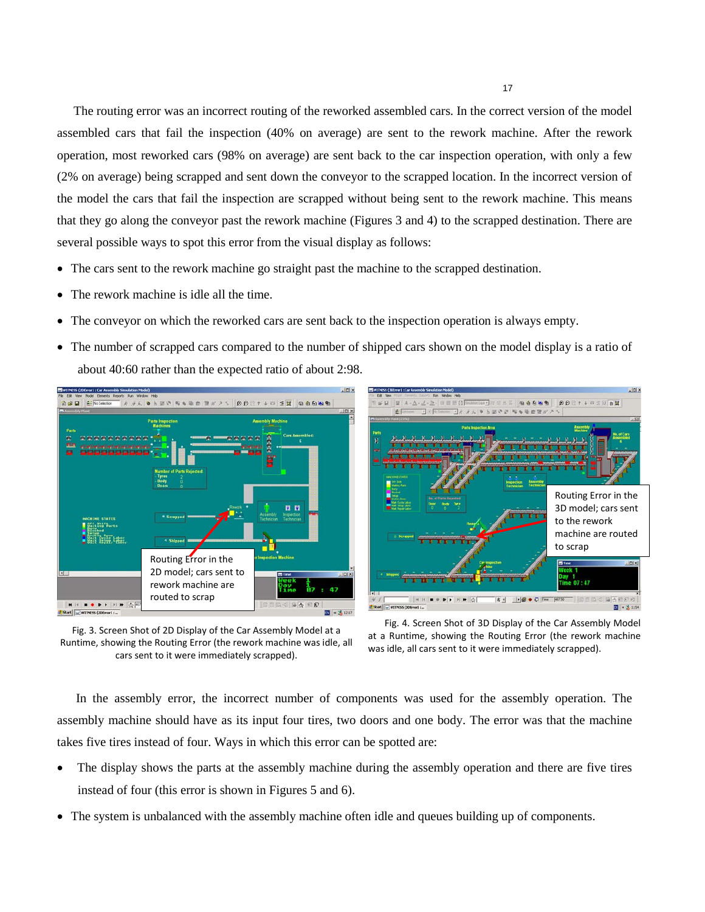The routing error was an incorrect routing of the reworked assembled cars. In the correct version of the model assembled cars that fail the inspection (40% on average) are sent to the rework machine. After the rework operation, most reworked cars (98% on average) are sent back to the car inspection operation, with only a few (2% on average) being scrapped and sent down the conveyor to the scrapped location. In the incorrect version of the model the cars that fail the inspection are scrapped without being sent to the rework machine. This means that they go along the conveyor past the rework machine (Figures 3 and 4) to the scrapped destination. There are several possible ways to spot this error from the visual display as follows:

- The cars sent to the rework machine go straight past the machine to the scrapped destination.
- The rework machine is idle all the time.
- The conveyor on which the reworked cars are sent back to the inspection operation is always empty.
- The number of scrapped cars compared to the number of shipped cars shown on the model display is a ratio of about 40:60 rather than the expected ratio of about 2:98.

Routing Error in the 2D model; cars sent to rework machine are routed to scrap

Fig. 3. Screen Shot of 2D Display of the Car Assembly Model at a Runtime, showing the Routing Error (the rework machine was idle, all cars sent to it were immediately scrapped).

Routing Error in the 3D model; cars sent to the rework machine are routed to scrap

Fig. 4. Screen Shot of 3D Display of the Car Assembly Model at a Runtime, showing the Routing Error (the rework machine was idle, all cars sent to it were immediately scrapped).

In the assembly error, the incorrect number of components was used for the assembly operation. The assembly machine should have as its input four tires, two doors and one body. The error was that the machine takes five tires instead of four. Ways in which this error can be spotted are:

- The display shows the parts at the assembly machine during the assembly operation and there are five tires instead of four (this error is shown in Figures 5 and 6).
- The system is unbalanced with the assembly machine often idle and queues building up of components.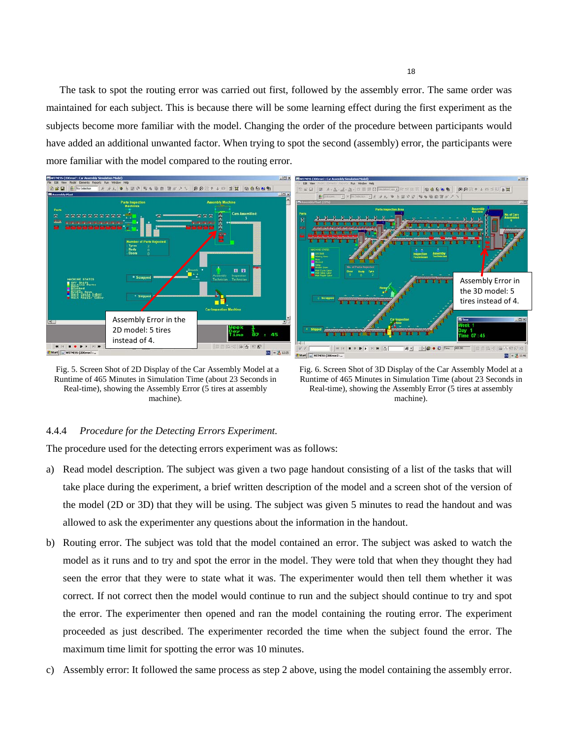The task to spot the routing error was carried out first, followed by the assembly error. The same order was maintained for each subject. This is because there will be some learning effect during the first experiment as the subjects become more familiar with the model. Changing the order of the procedure between participants would have added an additional unwanted factor. When trying to spot the second (assembly) error, the participants were more familiar with the model compared to the routing error.

Assembly Error in the 2D model: 5 tires instead of 4.

Fig. 5. Screen Shot of 2D Display of the Car Assembly Model at a Runtime of 465 Minutes in Simulation Time (about 23 Seconds in Real-time), showing the Assembly Error (5 tires at assembly machine).

Assembly Error in the 3D model: 5 tires instead of 4.

Fig. 6. Screen Shot of 3D Display of the Car Assembly Model at a Runtime of 465 Minutes in Simulation Time (about 23 Seconds in Real-time), showing the Assembly Error (5 tires at assembly machine).

#### 4.4.4 *Procedure for the Detecting Errors Experiment.*

The procedure used for the detecting errors experiment was as follows:

a) Read model description. The subject was given a two page handout consisting of a list of the tasks that will take place during the experiment, a brief written description of the model and a screen shot of the version of the model (2D or 3D) that they will be using. The subject was given 5 minutes to read the handout and was allowed to ask the experimenter any questions about the information in the handout.

b) Routing error. The subject was told that the model contained an error. The subject was asked to watch the model as it runs and to try and spot the error in the model. They were told that when they thought they had seen the error that they were to state what it was. The experimenter would then tell them whether it was correct. If not correct then the model would continue to run and the subject should continue to try and spot the error. The experimenter then opened and ran the model containing the routing error. The experiment proceeded as just described. The experimenter recorded the time when the subject found the error. The maximum time limit for spotting the error was 10 minutes.

c) Assembly error: It followed the same process as step 2 above, using the model containing the assembly error.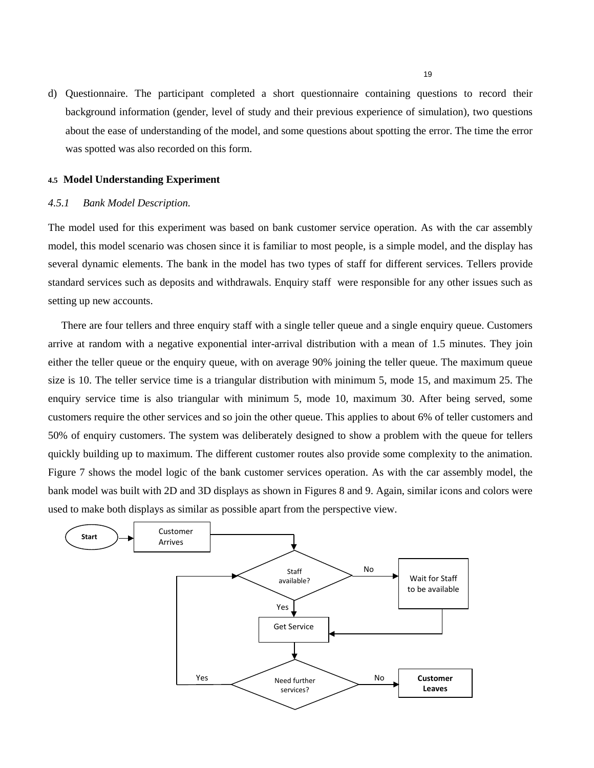d) Questionnaire. The participant completed a short questionnaire containing questions to record their background information (gender, level of study and their previous experience of simulation), two questions about the ease of understanding of the model, and some questions about spotting the error. The time the error was spotted was also recorded on this form.

## 4.5 Model Understanding Experiment

### *4.5.1 Bank Model Description.*

The model used for this experiment was based on bank customer service operation. As with the car assembly model, this model scenario was chosen since it is familiar to most people, is a simple model, and the display has several dynamic elements. The bank in the model has two types of staff for different services. Tellers provide standard services such as deposits and withdrawals. Enquiry staff were responsible for any other issues such as setting up new accounts.

There are four tellers and three enquiry staff with a single teller queue and a single enquiry queue. Customers arrive at random with a negative exponential inter-arrival distribution with a mean of 1.5 minutes. They join either the teller queue or the enquiry queue, with on average 90% joining the teller queue. The maximum queue size is 10. The teller service time is a triangular distribution with minimum 5, mode 15, and maximum 25. The enquiry service time is also triangular with minimum 5, mode 10, maximum 30. After being served, some customers require the other services and so join the other queue. This applies to about 6% of teller customers and 50% of enquiry customers. The system was deliberately designed to show a problem with the queue for tellers quickly building up to maximum. The different customer routes also provide some complexity to the animation. Figure 7 shows the model logic of the bank customer services operation. As with the car assembly model, the bank model was built with 2D and 3D displays as shown in Figures 8 and 9. Again, similar icons and colors were used to make both displays as similar as possible apart from the perspective view.

Start
Customer Arrives
Staff available?
No
Wait for Staff to be available
Yes
Get Service
Yes
Need further services?
No
Customer Leaves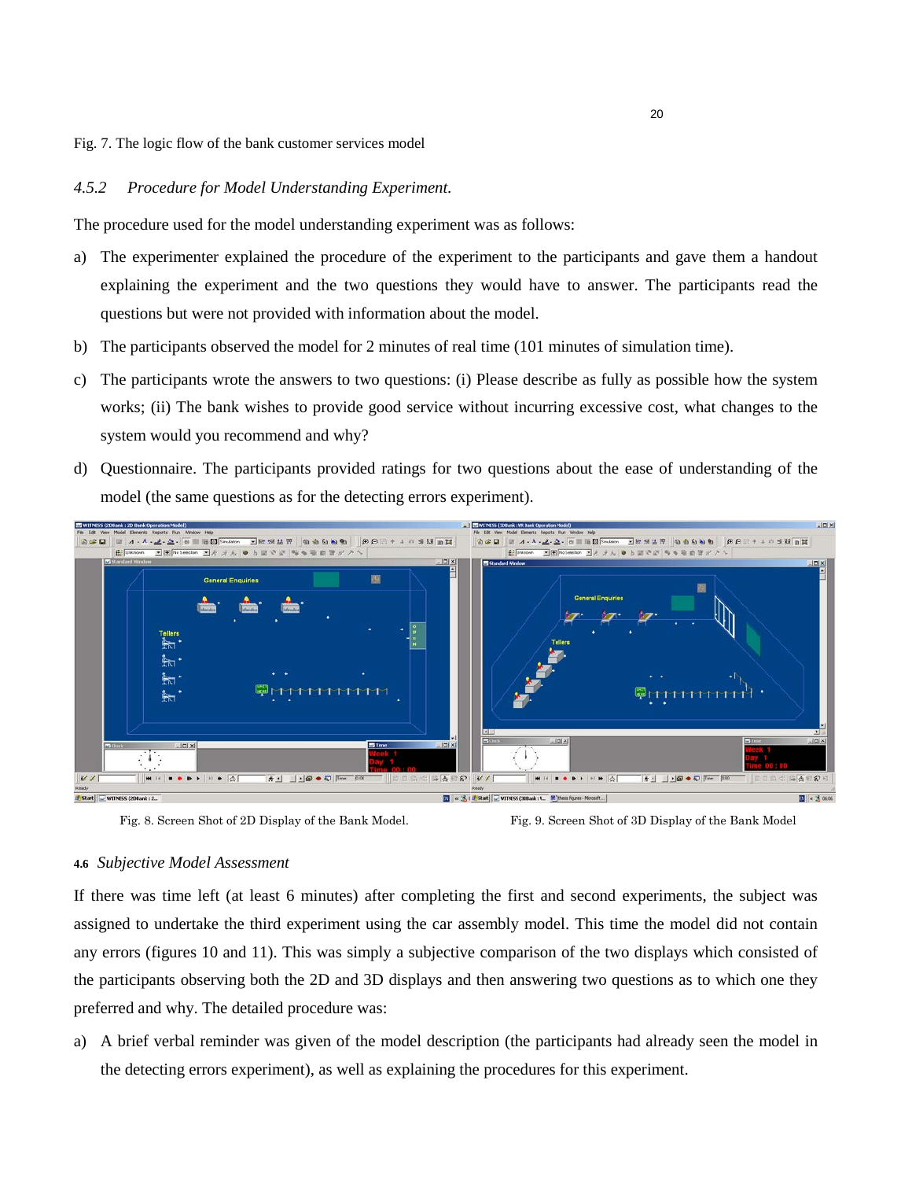Fig. 7. The logic flow of the bank customer services model

#### *4.5.2 Procedure for Model Understanding Experiment.*

The procedure used for the model understanding experiment was as follows:

a) The experimenter explained the procedure of the experiment to the participants and gave them a handout explaining the experiment and the two questions they would have to answer. The participants read the questions but were not provided with information about the model.

b) The participants observed the model for 2 minutes of real time (101 minutes of simulation time).

c) The participants wrote the answers to two questions: (i) Please describe as fully as possible how the system works; (ii) The bank wishes to provide good service without incurring excessive cost, what changes to the system would you recommend and why?

d) Questionnaire. The participants provided ratings for two questions about the ease of understanding of the model (the same questions as for the detecting errors experiment).

Fig. 8. Screen Shot of 2D Display of the Bank Model.

Fig. 9. Screen Shot of 3D Display of the Bank Model

### 4.6 *Subjective Model Assessment*

If there was time left (at least 6 minutes) after completing the first and second experiments, the subject was assigned to undertake the third experiment using the car assembly model. This time the model did not contain any errors (figures 10 and 11). This was simply a subjective comparison of the two displays which consisted of the participants observing both the 2D and 3D displays and then answering two questions as to which one they preferred and why. The detailed procedure was:

a) A brief verbal reminder was given of the model description (the participants had already seen the model in the detecting errors experiment), as well as explaining the procedures for this experiment.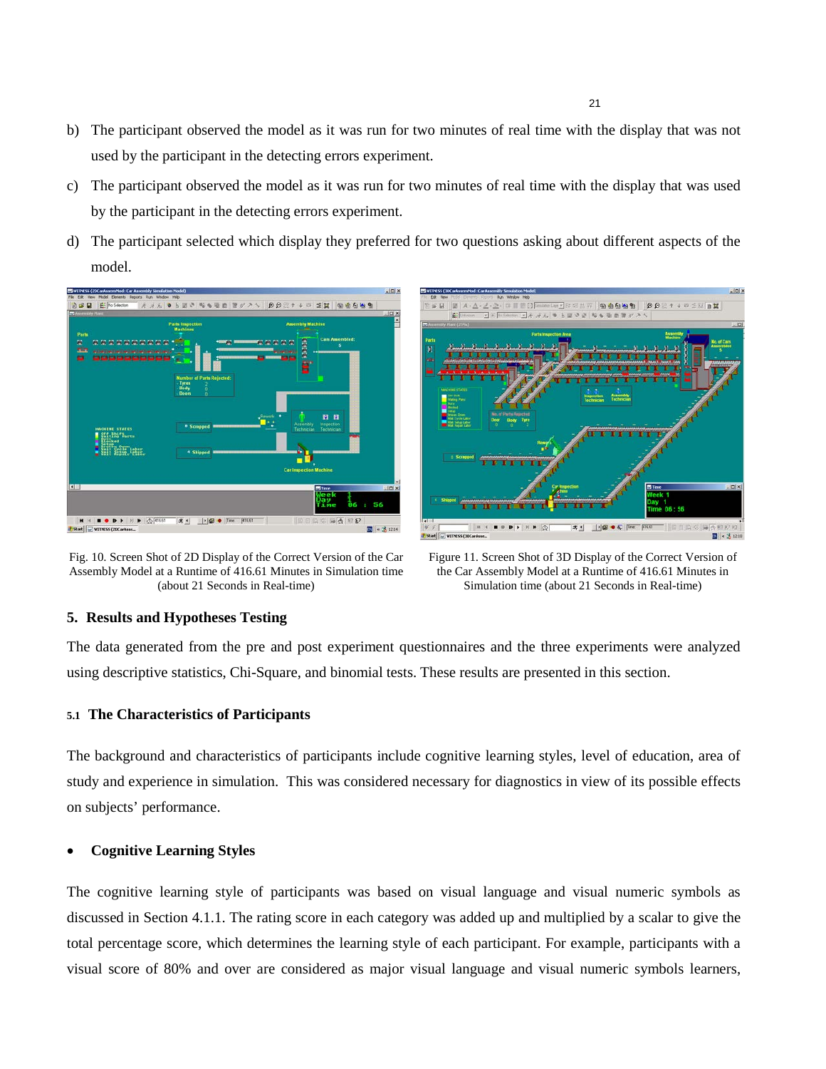b) The participant observed the model as it was run for two minutes of real time with the display that was not used by the participant in the detecting errors experiment.

c) The participant observed the model as it was run for two minutes of real time with the display that was used by the participant in the detecting errors experiment.

d) The participant selected which display they preferred for two questions asking about different aspects of the model.

Fig. 10. Screen Shot of 2D Display of the Correct Version of the Car Assembly Model at a Runtime of 416.61 Minutes in Simulation time (about 21 Seconds in Real-time)

Figure 11. Screen Shot of 3D Display of the Correct Version of the Car Assembly Model at a Runtime of 416.61 Minutes in Simulation time (about 21 Seconds in Real-time)

## 5. Results and Hypotheses Testing

The data generated from the pre and post experiment questionnaires and the three experiments were analyzed using descriptive statistics, Chi-Square, and binomial tests. These results are presented in this section.

### 5.1 The Characteristics of Participants

The background and characteristics of participants include cognitive learning styles, level of education, area of study and experience in simulation. This was considered necessary for diagnostics in view of its possible effects on subjects' performance.

- **Cognitive Learning Styles**

The cognitive learning style of participants was based on visual language and visual numeric symbols as discussed in Section 4.1.1. The rating score in each category was added up and multiplied by a scalar to give the total percentage score, which determines the learning style of each participant. For example, participants with a visual score of 80% and over are considered as major visual language and visual numeric symbols learners,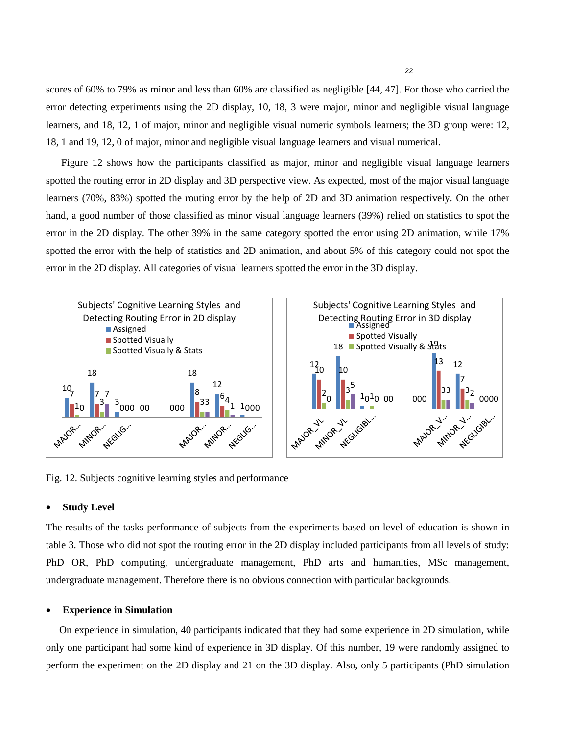scores of 60% to 79% as minor and less than 60% are classified as negligible [44, 47]. For those who carried the error detecting experiments using the 2D display, 10, 18, 3 were major, minor and negligible visual language learners, and 18, 12, 1 of major, minor and negligible visual numeric symbols learners; the 3D group were: 12, 18, 1 and 19, 12, 0 of major, minor and negligible visual language learners and visual numerical.

Figure 12 shows how the participants classified as major, minor and negligible visual language learners spotted the routing error in 2D display and 3D perspective view. As expected, most of the major visual language learners (70%, 83%) spotted the routing error by the help of 2D and 3D animation respectively. On the other hand, a good number of those classified as minor visual language learners (39%) relied on statistics to spot the error in the 2D display. The other 39% in the same category spotted the error using 2D animation, while 17% spotted the error with the help of statistics and 2D animation, and about 5% of this category could not spot the error in the 2D display. All categories of visual learners spotted the error in the 3D display.

Subjects' Cognitive Learning Styles and Detecting Routing Error in 2D display

Assigned
Spotted Visually
Spotted Visually & Stats

10 7 1 0 18 7 3 7 3 0 0 0 0 0 0 0 0 18 8 3 3 12 6 4 1 1 0 0 0

MAJOR... MINOR... NEGLIG... MAJOR... MINOR... NEGLIG...

Subjects' Cognitive Learning Styles and Detecting Routing Error in 3D display

Assigned
Spotted Visually
Spotted Visually & Stats

12 10 2 0 18 10 3 5 1 0 1 0 0 0 0 0 0 19 13 3 3 12 7 3 2 0 0 0 0

MAJOR_VL MINOR_VL NEGLIGIBL... MAJOR_V... MINOR_V... NEGLIGIBL...

Fig. 12. Subjects cognitive learning styles and performance

- **Study Level**

The results of the tasks performance of subjects from the experiments based on level of education is shown in table 3. Those who did not spot the routing error in the 2D display included participants from all levels of study: PhD OR, PhD computing, undergraduate management, PhD arts and humanities, MSc management, undergraduate management. Therefore there is no obvious connection with particular backgrounds.

- **Experience in Simulation**

On experience in simulation, 40 participants indicated that they had some experience in 2D simulation, while only one participant had some kind of experience in 3D display. Of this number, 19 were randomly assigned to perform the experiment on the 2D display and 21 on the 3D display. Also, only 5 participants (PhD simulation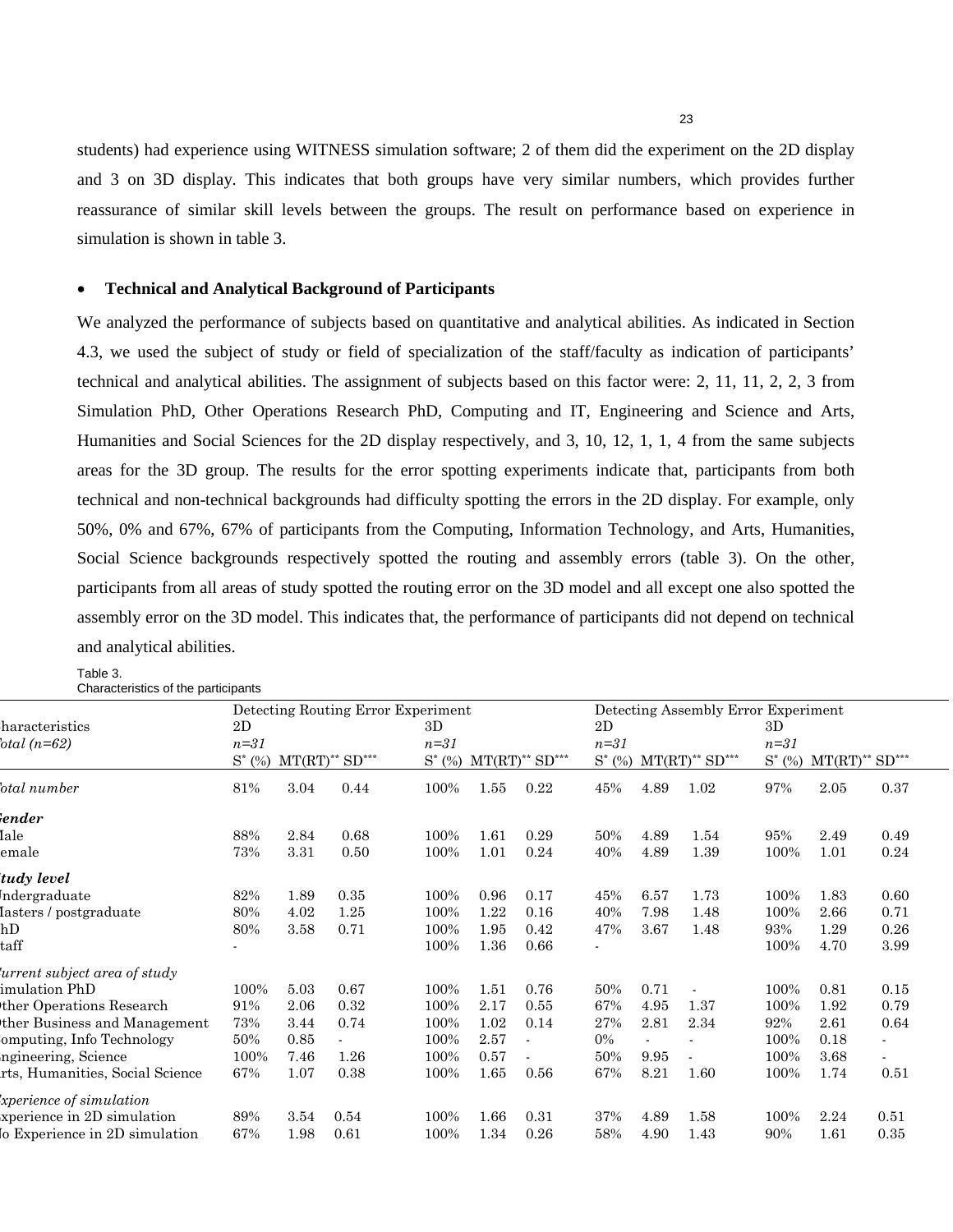students) had experience using WITNESS simulation software; 2 of them did the experiment on the 2D display and 3 on 3D display. This indicates that both groups have very similar numbers, which provides further reassurance of similar skill levels between the groups. The result on performance based on experience in simulation is shown in table 3.

- **Technical and Analytical Background of Participants**

We analyzed the performance of subjects based on quantitative and analytical abilities. As indicated in Section 4.3, we used the subject of study or field of specialization of the staff/faculty as indication of participants' technical and analytical abilities. The assignment of subjects based on this factor were: 2, 11, 11, 2, 2, 3 from Simulation PhD, Other Operations Research PhD, Computing and IT, Engineering and Science and Arts, Humanities and Social Sciences for the 2D display respectively, and 3, 10, 12, 1, 1, 4 from the same subjects areas for the 3D group. The results for the error spotting experiments indicate that, participants from both technical and non-technical backgrounds had difficulty spotting the errors in the 2D display. For example, only 50%, 0% and 67%, 67% of participants from the Computing, Information Technology, and Arts, Humanities, Social Science backgrounds respectively spotted the routing and assembly errors (table 3). On the other, participants from all areas of study spotted the routing error on the 3D model and all except one also spotted the assembly error on the 3D model. This indicates that, the performance of participants did not depend on technical and analytical abilities.

Table 3.
Characteristics of the participants

| Characteristics | Detecting Routing Error Experiment | | | | | | Detecting Assembly Error Experiment | | | | | |
|---|---|---|---|---|---|---|---|---|---|---|---|---|
| *Total (n=62)* | 2D *n=31* | | | 3D *n=31* | | | 2D *n=31* | | | 3D *n=31* | | |
| | S* (%) | MT(RT)** | SD*** | S* (%) | MT(RT)** | SD*** | S* (%) | MT(RT)** | SD*** | S* (%) | MT(RT)** | SD*** |
| *Total number* | 81% | 3.04 | 0.44 | 100% | 1.55 | 0.22 | 45% | 4.89 | 1.02 | 97% | 2.05 | 0.37 |
| ***Gender*** | | | | | | | | | | | | |
| Male | 88% | 2.84 | 0.68 | 100% | 1.61 | 0.29 | 50% | 4.89 | 1.54 | 95% | 2.49 | 0.49 |
| Female | 73% | 3.31 | 0.50 | 100% | 1.01 | 0.24 | 40% | 4.89 | 1.39 | 100% | 1.01 | 0.24 |
| ***Study level*** | | | | | | | | | | | | |
| Undergraduate | 82% | 1.89 | 0.35 | 100% | 0.96 | 0.17 | 45% | 6.57 | 1.73 | 100% | 1.83 | 0.60 |
| Masters / postgraduate | 80% | 4.02 | 1.25 | 100% | 1.22 | 0.16 | 40% | 7.98 | 1.48 | 100% | 2.66 | 0.71 |
| PhD | 80% | 3.58 | 0.71 | 100% | 1.95 | 0.42 | 47% | 3.67 | 1.48 | 93% | 1.29 | 0.26 |
| Staff | - | | | 100% | 1.36 | 0.66 | - | | | 100% | 4.70 | 3.99 |
| *Current subject area of study* | | | | | | | | | | | | |
| Simulation PhD | 100% | 5.03 | 0.67 | 100% | 1.51 | 0.76 | 50% | 0.71 | - | 100% | 0.81 | 0.15 |
| Other Operations Research | 91% | 2.06 | 0.32 | 100% | 2.17 | 0.55 | 67% | 4.95 | 1.37 | 100% | 1.92 | 0.79 |
| Other Business and Management | 73% | 3.44 | 0.74 | 100% | 1.02 | 0.14 | 27% | 2.81 | 2.34 | 92% | 2.61 | 0.64 |
| Computing, Info Technology | 50% | 0.85 | - | 100% | 2.57 | - | 0% | - | - | 100% | 0.18 | - |
| Engineering, Science | 100% | 7.46 | 1.26 | 100% | 0.57 | - | 50% | 9.95 | - | 100% | 3.68 | - |
| Arts, Humanities, Social Science | 67% | 1.07 | 0.38 | 100% | 1.65 | 0.56 | 67% | 8.21 | 1.60 | 100% | 1.74 | 0.51 |
| *Experience of simulation* | | | | | | | | | | | | |
| Experience in 2D simulation | 89% | 3.54 | 0.54 | 100% | 1.66 | 0.31 | 37% | 4.89 | 1.58 | 100% | 2.24 | 0.51 |
| No Experience in 2D simulation | 67% | 1.98 | 0.61 | 100% | 1.34 | 0.26 | 58% | 4.90 | 1.43 | 90% | 1.61 | 0.35 |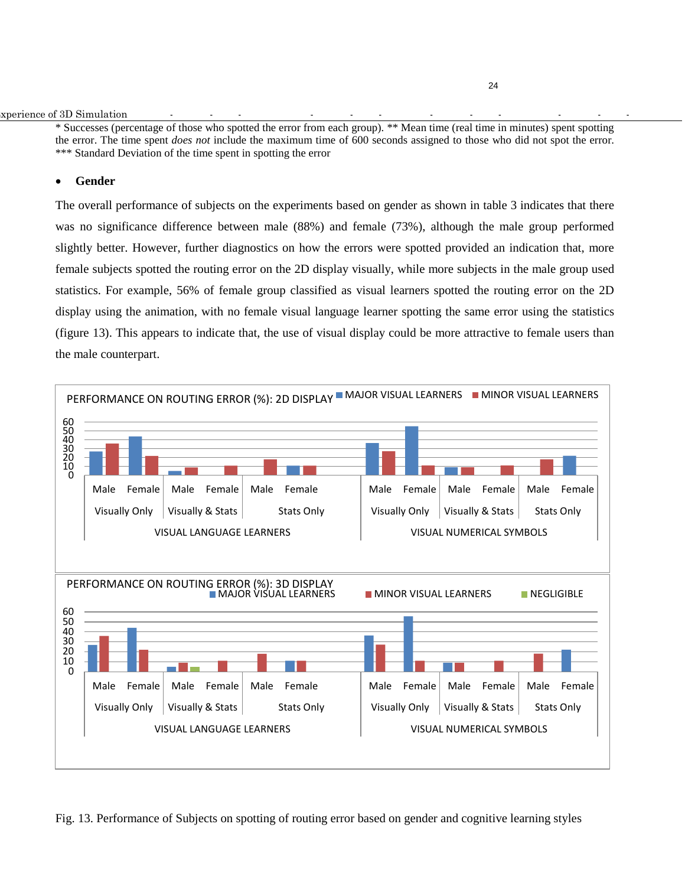* Successes (percentage of those who spotted the error from each group). ** Mean time (real time in minutes) spent spotting the error. The time spent *does not* include the maximum time of 600 seconds assigned to those who did not spot the error. *** Standard Deviation of the time spent in spotting the error

- **Gender**

The overall performance of subjects on the experiments based on gender as shown in table 3 indicates that there was no significance difference between male (88%) and female (73%), although the male group performed slightly better. However, further diagnostics on how the errors were spotted provided an indication that, more female subjects spotted the routing error on the 2D display visually, while more subjects in the male group used statistics. For example, 56% of female group classified as visual learners spotted the routing error on the 2D display using the animation, with no female visual language learner spotting the same error using the statistics (figure 13). This appears to indicate that, the use of visual display could be more attractive to female users than the male counterpart.

PERFORMANCE ON ROUTING ERROR (%): 2D DISPLAY
MAJOR VISUAL LEARNERS
MINOR VISUAL LEARNERS
60
50
40
30
20
10
0
Male Female Male Female Male Female Male Female Male Female Male Female
Visually Only Visually & Stats Stats Only Visually Only Visually & Stats Stats Only
VISUAL LANGUAGE LEARNERS
VISUAL NUMERICAL SYMBOLS

PERFORMANCE ON ROUTING ERROR (%): 3D DISPLAY
MAJOR VISUAL LEARNERS
MINOR VISUAL LEARNERS
NEGLIGIBLE
60
50
40
30
20
10
0
Male Female Male Female Male Female Male Female Male Female Male Female
Visually Only Visually & Stats Stats Only Visually Only Visually & Stats Stats Only
VISUAL LANGUAGE LEARNERS
VISUAL NUMERICAL SYMBOLS

Fig. 13. Performance of Subjects on spotting of routing error based on gender and cognitive learning styles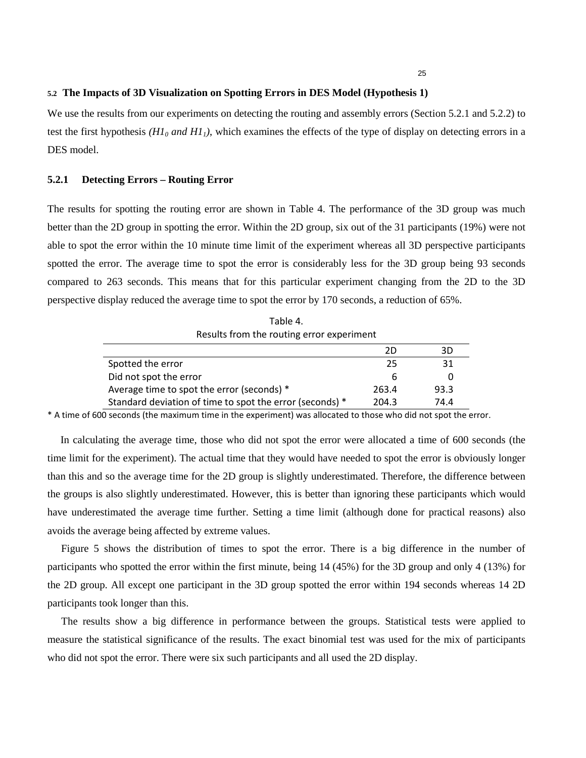## 5.2 The Impacts of 3D Visualization on Spotting Errors in DES Model (Hypothesis 1)

We use the results from our experiments on detecting the routing and assembly errors (Section 5.2.1 and 5.2.2) to test the first hypothesis *($H1_0$ and $H1_1$)*, which examines the effects of the type of display on detecting errors in a DES model.

### 5.2.1 Detecting Errors – Routing Error

The results for spotting the routing error are shown in Table 4. The performance of the 3D group was much better than the 2D group in spotting the error. Within the 2D group, six out of the 31 participants (19%) were not able to spot the error within the 10 minute time limit of the experiment whereas all 3D perspective participants spotted the error. The average time to spot the error is considerably less for the 3D group being 93 seconds compared to 263 seconds. This means that for this particular experiment changing from the 2D to the 3D perspective display reduced the average time to spot the error by 170 seconds, a reduction of 65%.

Table 4.
Results from the routing error experiment

| | 2D | 3D |
|---|---|---|
| Spotted the error | 25 | 31 |
| Did not spot the error | 6 | 0 |
| Average time to spot the error (seconds) * | 263.4 | 93.3 |
| Standard deviation of time to spot the error (seconds) * | 204.3 | 74.4 |

\* A time of 600 seconds (the maximum time in the experiment) was allocated to those who did not spot the error.

In calculating the average time, those who did not spot the error were allocated a time of 600 seconds (the time limit for the experiment). The actual time that they would have needed to spot the error is obviously longer than this and so the average time for the 2D group is slightly underestimated. Therefore, the difference between the groups is also slightly underestimated. However, this is better than ignoring these participants which would have underestimated the average time further. Setting a time limit (although done for practical reasons) also avoids the average being affected by extreme values.

Figure 5 shows the distribution of times to spot the error. There is a big difference in the number of participants who spotted the error within the first minute, being 14 (45%) for the 3D group and only 4 (13%) for the 2D group. All except one participant in the 3D group spotted the error within 194 seconds whereas 14 2D participants took longer than this.

The results show a big difference in performance between the groups. Statistical tests were applied to measure the statistical significance of the results. The exact binomial test was used for the mix of participants who did not spot the error. There were six such participants and all used the 2D display.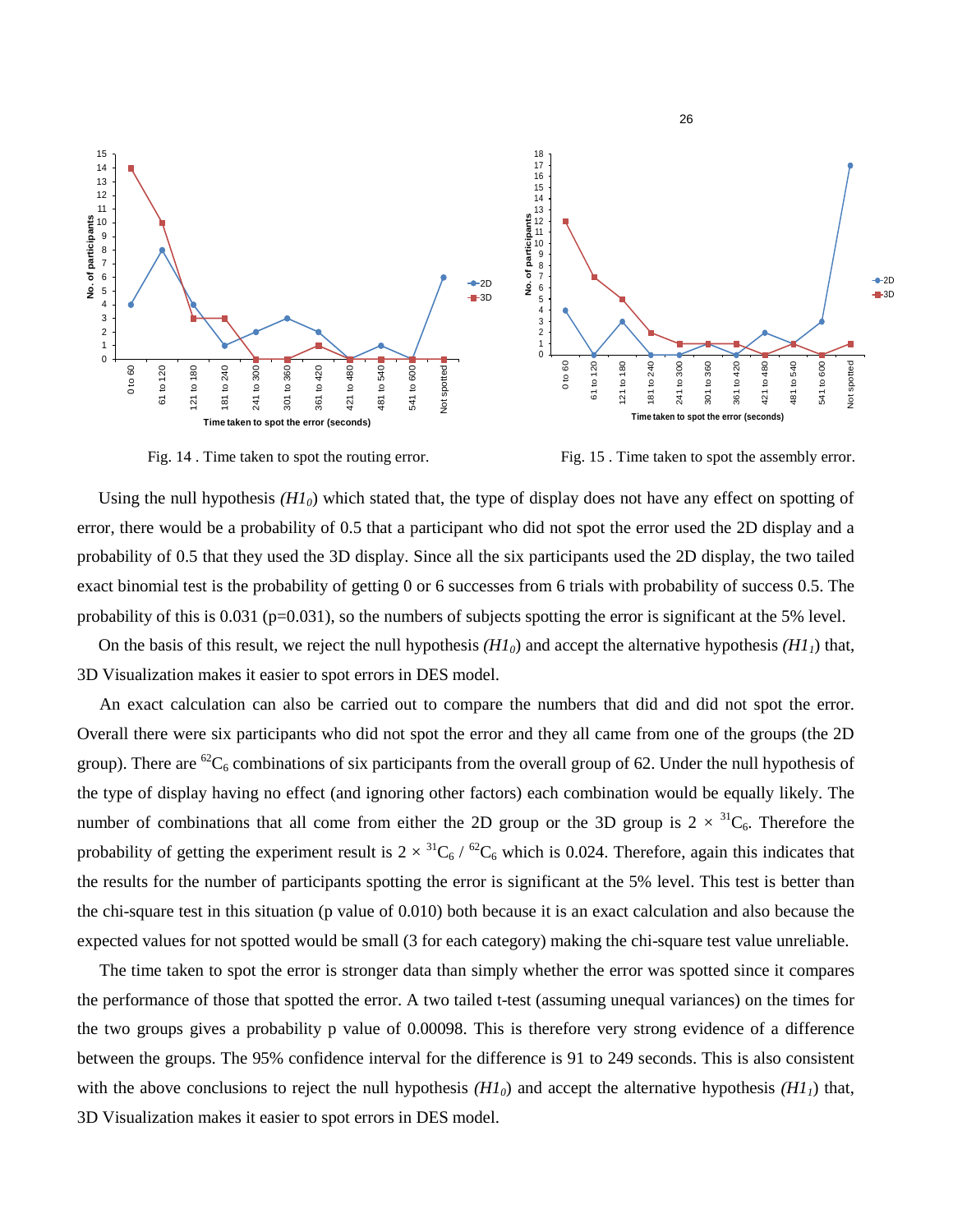15
14
13
12
11
10
9
8
7
6
5
4
3
2
1
0

No. of participants

0 to 60
61 to 120
121 to 180
181 to 240
241 to 300
301 to 360
361 to 420
421 to 480
481 to 540
541 to 600
Not spotted

Time taken to spot the error (seconds)

2D
3D

Fig. 14 . Time taken to spot the routing error.

18
17
16
15
14
13
12
11
10
9
8
7
6
5
4
3
2
1
0

No. of participants

0 to 60
61 to 120
121 to 180
181 to 240
241 to 300
301 to 360
361 to 420
421 to 480
481 to 540
541 to 600
Not spotted

Time taken to spot the error (seconds)

2D
3D

Fig. 15 . Time taken to spot the assembly error.

Using the null hypothesis *($H1_0$)* which stated that, the type of display does not have any effect on spotting of error, there would be a probability of 0.5 that a participant who did not spot the error used the 2D display and a probability of 0.5 that they used the 3D display. Since all the six participants used the 2D display, the two tailed exact binomial test is the probability of getting 0 or 6 successes from 6 trials with probability of success 0.5. The probability of this is 0.031 (p=0.031), so the numbers of subjects spotting the error is significant at the 5% level.

On the basis of this result, we reject the null hypothesis *($H1_0$)* and accept the alternative hypothesis *($H1_1$)* that, 3D Visualization makes it easier to spot errors in DES model.

An exact calculation can also be carried out to compare the numbers that did and did not spot the error. Overall there were six participants who did not spot the error and they all came from one of the groups (the 2D group). There are ${}^{62}C_6$ combinations of six participants from the overall group of 62. Under the null hypothesis of the type of display having no effect (and ignoring other factors) each combination would be equally likely. The number of combinations that all come from either the 2D group or the 3D group is $2 \times {}^{31}C_6$. Therefore the probability of getting the experiment result is $2 \times {}^{31}C_6 / {}^{62}C_6$ which is 0.024. Therefore, again this indicates that the results for the number of participants spotting the error is significant at the 5% level. This test is better than the chi-square test in this situation (p value of 0.010) both because it is an exact calculation and also because the expected values for not spotted would be small (3 for each category) making the chi-square test value unreliable.

The time taken to spot the error is stronger data than simply whether the error was spotted since it compares the performance of those that spotted the error. A two tailed t-test (assuming unequal variances) on the times for the two groups gives a probability p value of 0.00098. This is therefore very strong evidence of a difference between the groups. The 95% confidence interval for the difference is 91 to 249 seconds. This is also consistent with the above conclusions to reject the null hypothesis *($H1_0$)* and accept the alternative hypothesis *($H1_1$)* that, 3D Visualization makes it easier to spot errors in DES model.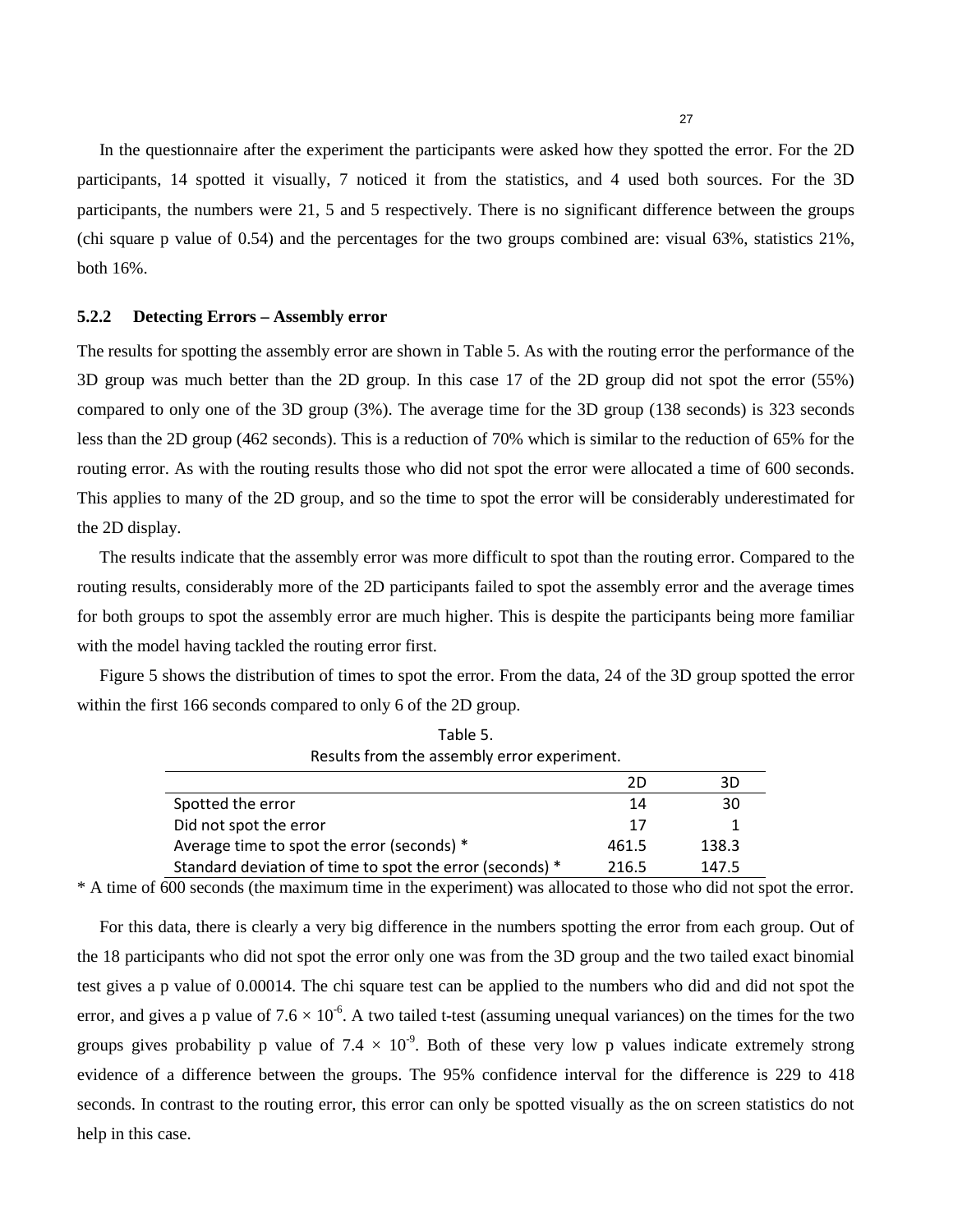In the questionnaire after the experiment the participants were asked how they spotted the error. For the 2D participants, 14 spotted it visually, 7 noticed it from the statistics, and 4 used both sources. For the 3D participants, the numbers were 21, 5 and 5 respectively. There is no significant difference between the groups (chi square p value of 0.54) and the percentages for the two groups combined are: visual 63%, statistics 21%, both 16%.

### 5.2.2 Detecting Errors – Assembly error

The results for spotting the assembly error are shown in Table 5. As with the routing error the performance of the 3D group was much better than the 2D group. In this case 17 of the 2D group did not spot the error (55%) compared to only one of the 3D group (3%). The average time for the 3D group (138 seconds) is 323 seconds less than the 2D group (462 seconds). This is a reduction of 70% which is similar to the reduction of 65% for the routing error. As with the routing results those who did not spot the error were allocated a time of 600 seconds. This applies to many of the 2D group, and so the time to spot the error will be considerably underestimated for the 2D display.

The results indicate that the assembly error was more difficult to spot than the routing error. Compared to the routing results, considerably more of the 2D participants failed to spot the assembly error and the average times for both groups to spot the assembly error are much higher. This is despite the participants being more familiar with the model having tackled the routing error first.

Figure 5 shows the distribution of times to spot the error. From the data, 24 of the 3D group spotted the error within the first 166 seconds compared to only 6 of the 2D group.

Table 5.
Results from the assembly error experiment.

| | 2D | 3D |
|---|---|---|
| Spotted the error | 14 | 30 |
| Did not spot the error | 17 | 1 |
| Average time to spot the error (seconds) * | 461.5 | 138.3 |
| Standard deviation of time to spot the error (seconds) * | 216.5 | 147.5 |

* A time of 600 seconds (the maximum time in the experiment) was allocated to those who did not spot the error.

For this data, there is clearly a very big difference in the numbers spotting the error from each group. Out of the 18 participants who did not spot the error only one was from the 3D group and the two tailed exact binomial test gives a p value of 0.00014. The chi square test can be applied to the numbers who did and did not spot the error, and gives a p value of $7.6 \times 10^{-6}$. A two tailed t-test (assuming unequal variances) on the times for the two groups gives probability p value of $7.4 \times 10^{-9}$. Both of these very low p values indicate extremely strong evidence of a difference between the groups. The 95% confidence interval for the difference is 229 to 418 seconds. In contrast to the routing error, this error can only be spotted visually as the on screen statistics do not help in this case.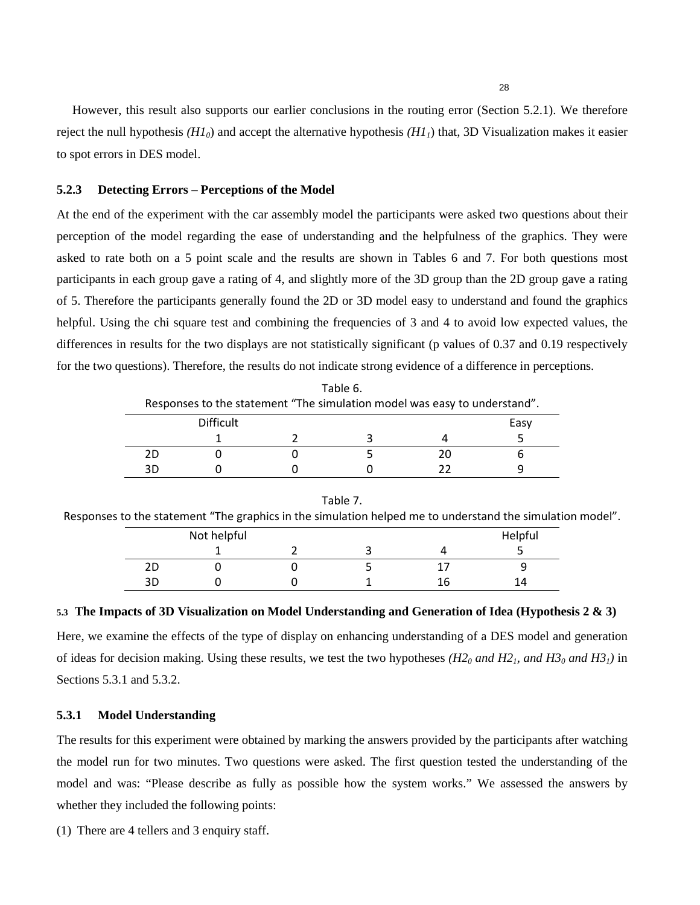However, this result also supports our earlier conclusions in the routing error (Section 5.2.1). We therefore reject the null hypothesis *($H1_0$)* and accept the alternative hypothesis *($H1_1$)* that, 3D Visualization makes it easier to spot errors in DES model.

### 5.2.3 Detecting Errors – Perceptions of the Model

At the end of the experiment with the car assembly model the participants were asked two questions about their perception of the model regarding the ease of understanding and the helpfulness of the graphics. They were asked to rate both on a 5 point scale and the results are shown in Tables 6 and 7. For both questions most participants in each group gave a rating of 4, and slightly more of the 3D group than the 2D group gave a rating of 5. Therefore the participants generally found the 2D or 3D model easy to understand and found the graphics helpful. Using the chi square test and combining the frequencies of 3 and 4 to avoid low expected values, the differences in results for the two displays are not statistically significant (p values of 0.37 and 0.19 respectively for the two questions). Therefore, the results do not indicate strong evidence of a difference in perceptions.

Table 6.
Responses to the statement "The simulation model was easy to understand".

| | Difficult 1 | 2 | 3 | 4 | Easy 5 |
|---|---|---|---|---|---|
| 2D | 0 | 0 | 5 | 20 | 6 |
| 3D | 0 | 0 | 0 | 22 | 9 |

Table 7.
Responses to the statement "The graphics in the simulation helped me to understand the simulation model".

| | Not helpful 1 | 2 | 3 | 4 | Helpful 5 |
|---|---|---|---|---|---|
| 2D | 0 | 0 | 5 | 17 | 9 |
| 3D | 0 | 0 | 1 | 16 | 14 |

## 5.3 The Impacts of 3D Visualization on Model Understanding and Generation of Idea (Hypothesis 2 & 3)

Here, we examine the effects of the type of display on enhancing understanding of a DES model and generation of ideas for decision making. Using these results, we test the two hypotheses *($H2_0$ and $H2_1$, and $H3_0$ and $H3_1$)* in Sections 5.3.1 and 5.3.2.

### 5.3.1 Model Understanding

The results for this experiment were obtained by marking the answers provided by the participants after watching the model run for two minutes. Two questions were asked. The first question tested the understanding of the model and was: "Please describe as fully as possible how the system works." We assessed the answers by whether they included the following points:

(1) There are 4 tellers and 3 enquiry staff.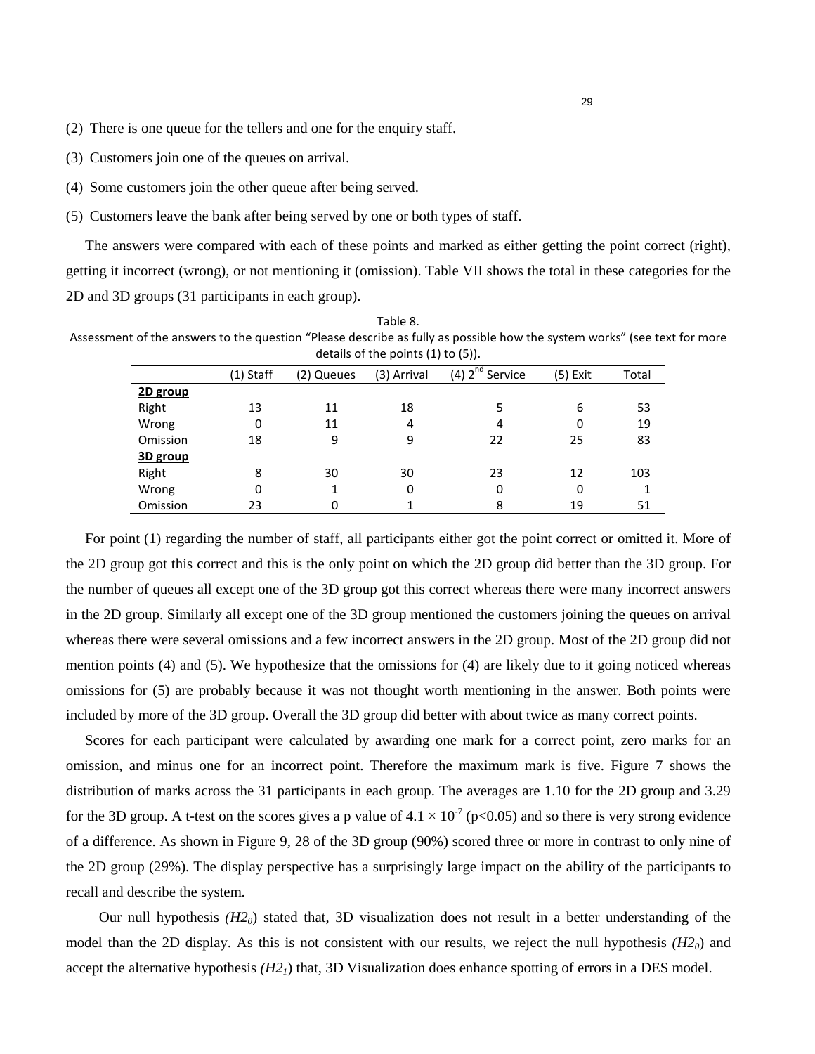(2) There is one queue for the tellers and one for the enquiry staff.

(3) Customers join one of the queues on arrival.

(4) Some customers join the other queue after being served.

(5) Customers leave the bank after being served by one or both types of staff.

The answers were compared with each of these points and marked as either getting the point correct (right), getting it incorrect (wrong), or not mentioning it (omission). Table VII shows the total in these categories for the 2D and 3D groups (31 participants in each group).

Table 8.
Assessment of the answers to the question "Please describe as fully as possible how the system works" (see text for more details of the points (1) to (5)).

| | (1) Staff | (2) Queues | (3) Arrival | (4) 2nd Service | (5) Exit | Total |
|---|---|---|---|---|---|---|
| **2D group** | | | | | | |
| Right | 13 | 11 | 18 | 5 | 6 | 53 |
| Wrong | 0 | 11 | 4 | 4 | 0 | 19 |
| Omission | 18 | 9 | 9 | 22 | 25 | 83 |
| **3D group** | | | | | | |
| Right | 8 | 30 | 30 | 23 | 12 | 103 |
| Wrong | 0 | 1 | 0 | 0 | 0 | 1 |
| Omission | 23 | 0 | 1 | 8 | 19 | 51 |

For point (1) regarding the number of staff, all participants either got the point correct or omitted it. More of the 2D group got this correct and this is the only point on which the 2D group did better than the 3D group. For the number of queues all except one of the 3D group got this correct whereas there were many incorrect answers in the 2D group. Similarly all except one of the 3D group mentioned the customers joining the queues on arrival whereas there were several omissions and a few incorrect answers in the 2D group. Most of the 2D group did not mention points (4) and (5). We hypothesize that the omissions for (4) are likely due to it going noticed whereas omissions for (5) are probably because it was not thought worth mentioning in the answer. Both points were included by more of the 3D group. Overall the 3D group did better with about twice as many correct points.

Scores for each participant were calculated by awarding one mark for a correct point, zero marks for an omission, and minus one for an incorrect point. Therefore the maximum mark is five. Figure 7 shows the distribution of marks across the 31 participants in each group. The averages are 1.10 for the 2D group and 3.29 for the 3D group. A t-test on the scores gives a p value of $4.1 \times 10^{-7}$ ($p<0.05$) and so there is very strong evidence of a difference. As shown in Figure 9, 28 of the 3D group (90%) scored three or more in contrast to only nine of the 2D group (29%). The display perspective has a surprisingly large impact on the ability of the participants to recall and describe the system.

Our null hypothesis *($H2_0$)* stated that, 3D visualization does not result in a better understanding of the model than the 2D display. As this is not consistent with our results, we reject the null hypothesis *($H2_0$)* and accept the alternative hypothesis *($H2_1$)* that, 3D Visualization does enhance spotting of errors in a DES model.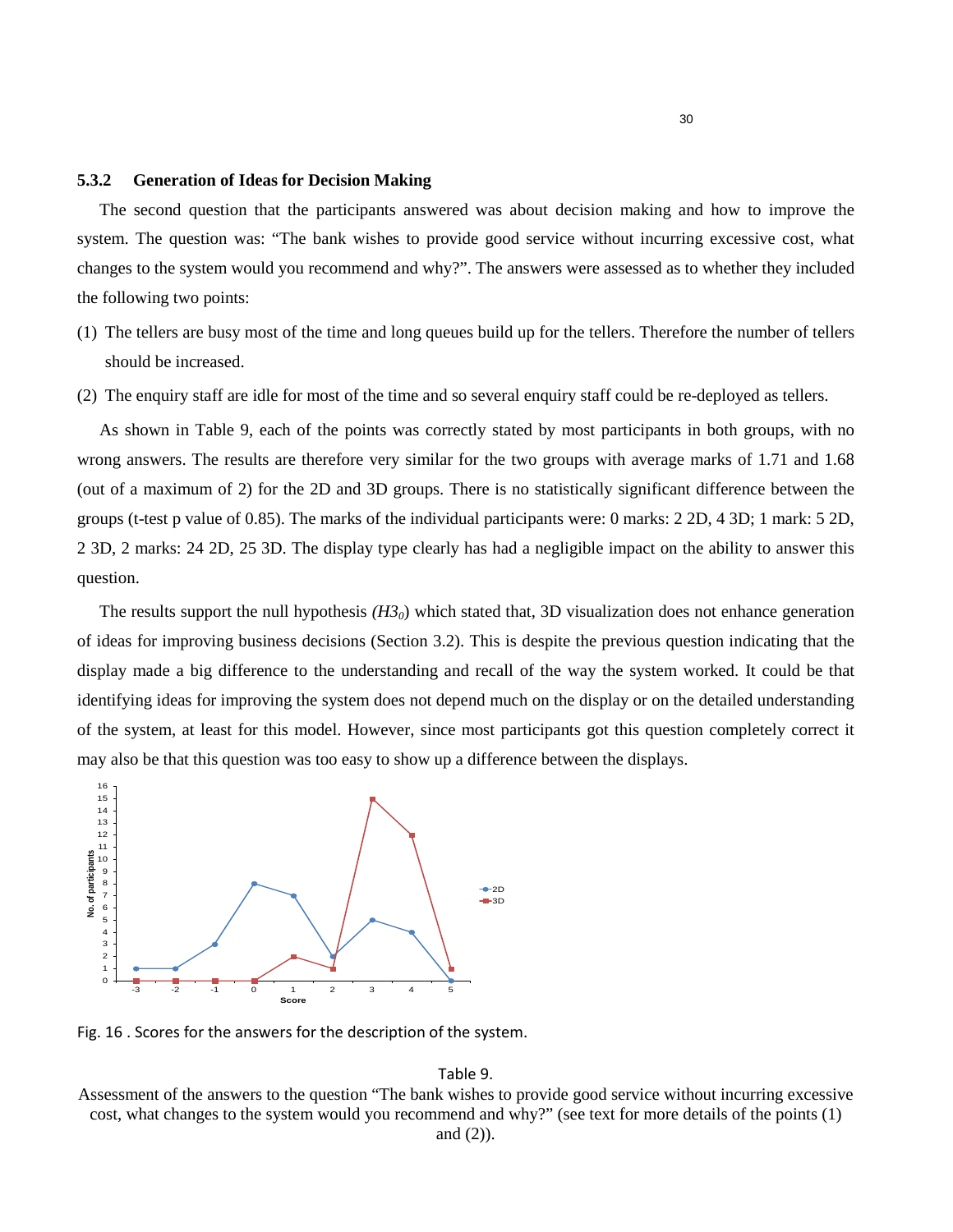### 5.3.2 Generation of Ideas for Decision Making

The second question that the participants answered was about decision making and how to improve the system. The question was: "The bank wishes to provide good service without incurring excessive cost, what changes to the system would you recommend and why?". The answers were assessed as to whether they included the following two points:

(1) The tellers are busy most of the time and long queues build up for the tellers. Therefore the number of tellers should be increased.

(2) The enquiry staff are idle for most of the time and so several enquiry staff could be re-deployed as tellers.

As shown in Table 9, each of the points was correctly stated by most participants in both groups, with no wrong answers. The results are therefore very similar for the two groups with average marks of 1.71 and 1.68 (out of a maximum of 2) for the 2D and 3D groups. There is no statistically significant difference between the groups (t-test p value of 0.85). The marks of the individual participants were: 0 marks: 2 2D, 4 3D; 1 mark: 5 2D, 2 3D, 2 marks: 24 2D, 25 3D. The display type clearly has had a negligible impact on the ability to answer this question.

The results support the null hypothesis *($H3_0$)* which stated that, 3D visualization does not enhance generation of ideas for improving business decisions (Section 3.2). This is despite the previous question indicating that the display made a big difference to the understanding and recall of the way the system worked. It could be that identifying ideas for improving the system does not depend much on the display or on the detailed understanding of the system, at least for this model. However, since most participants got this question completely correct it may also be that this question was too easy to show up a difference between the displays.

No. of participants

16
15
14
13
12
11
10
9
8
7
6
5
4
3
2
1
0

-3 -2 -1 0 1 2 3 4 5

Score

2D
3D

Fig. 16 . Scores for the answers for the description of the system.

Table 9.

Assessment of the answers to the question "The bank wishes to provide good service without incurring excessive cost, what changes to the system would you recommend and why?" (see text for more details of the points (1) and (2)).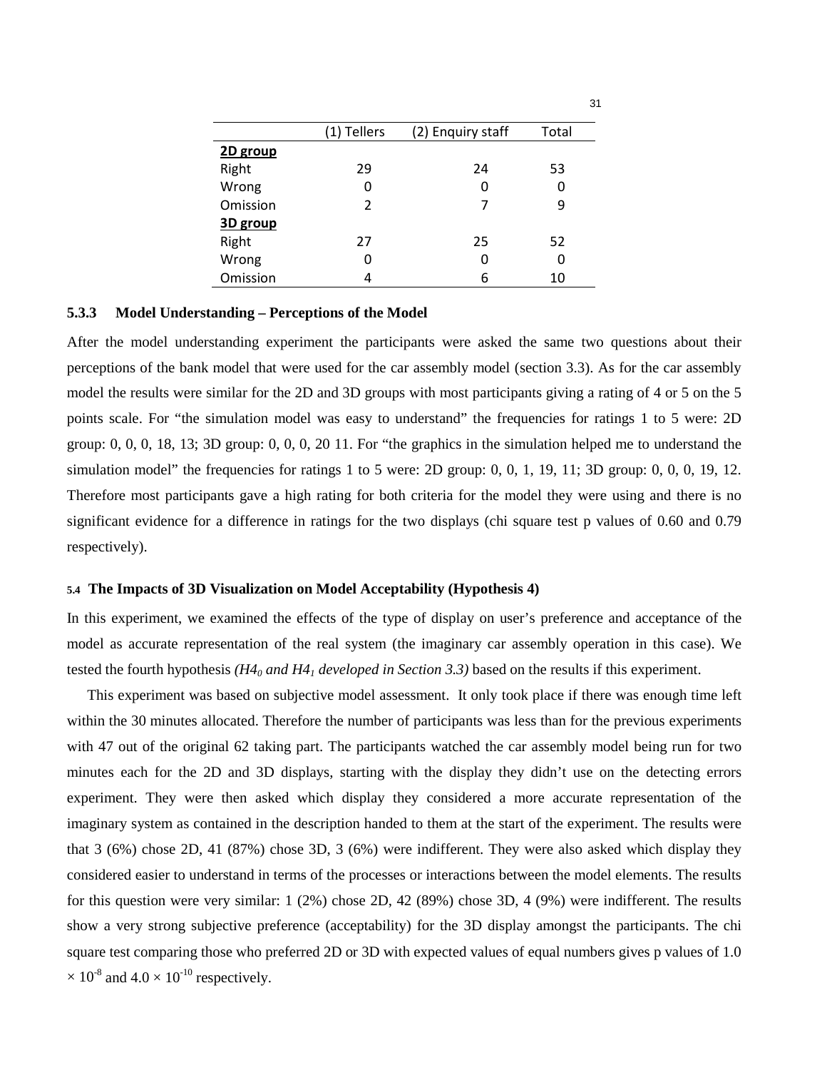| | (1) Tellers | (2) Enquiry staff | Total |
|---|---|---|---|
| **2D group** | | | |
| Right | 29 | 24 | 53 |
| Wrong | 0 | 0 | 0 |
| Omission | 2 | 7 | 9 |
| **3D group** | | | |
| Right | 27 | 25 | 52 |
| Wrong | 0 | 0 | 0 |
| Omission | 4 | 6 | 10 |

#### 5.3.3 Model Understanding – Perceptions of the Model

After the model understanding experiment the participants were asked the same two questions about their perceptions of the bank model that were used for the car assembly model (section 3.3). As for the car assembly model the results were similar for the 2D and 3D groups with most participants giving a rating of 4 or 5 on the 5 points scale. For "the simulation model was easy to understand" the frequencies for ratings 1 to 5 were: 2D group: 0, 0, 0, 18, 13; 3D group: 0, 0, 0, 20 11. For "the graphics in the simulation helped me to understand the simulation model" the frequencies for ratings 1 to 5 were: 2D group: 0, 0, 1, 19, 11; 3D group: 0, 0, 0, 19, 12. Therefore most participants gave a high rating for both criteria for the model they were using and there is no significant evidence for a difference in ratings for the two displays (chi square test p values of 0.60 and 0.79 respectively).

### 5.4 The Impacts of 3D Visualization on Model Acceptability (Hypothesis 4)

In this experiment, we examined the effects of the type of display on user's preference and acceptance of the model as accurate representation of the real system (the imaginary car assembly operation in this case). We tested the fourth hypothesis *($H4_0$ and $H4_1$ developed in Section 3.3)* based on the results if this experiment.

This experiment was based on subjective model assessment. It only took place if there was enough time left within the 30 minutes allocated. Therefore the number of participants was less than for the previous experiments with 47 out of the original 62 taking part. The participants watched the car assembly model being run for two minutes each for the 2D and 3D displays, starting with the display they didn't use on the detecting errors experiment. They were then asked which display they considered a more accurate representation of the imaginary system as contained in the description handed to them at the start of the experiment. The results were that 3 (6%) chose 2D, 41 (87%) chose 3D, 3 (6%) were indifferent. They were also asked which display they considered easier to understand in terms of the processes or interactions between the model elements. The results for this question were very similar: 1 (2%) chose 2D, 42 (89%) chose 3D, 4 (9%) were indifferent. The results show a very strong subjective preference (acceptability) for the 3D display amongst the participants. The chi square test comparing those who preferred 2D or 3D with expected values of equal numbers gives p values of $1.0 \times 10^{-8}$ and $4.0 \times 10^{-10}$ respectively.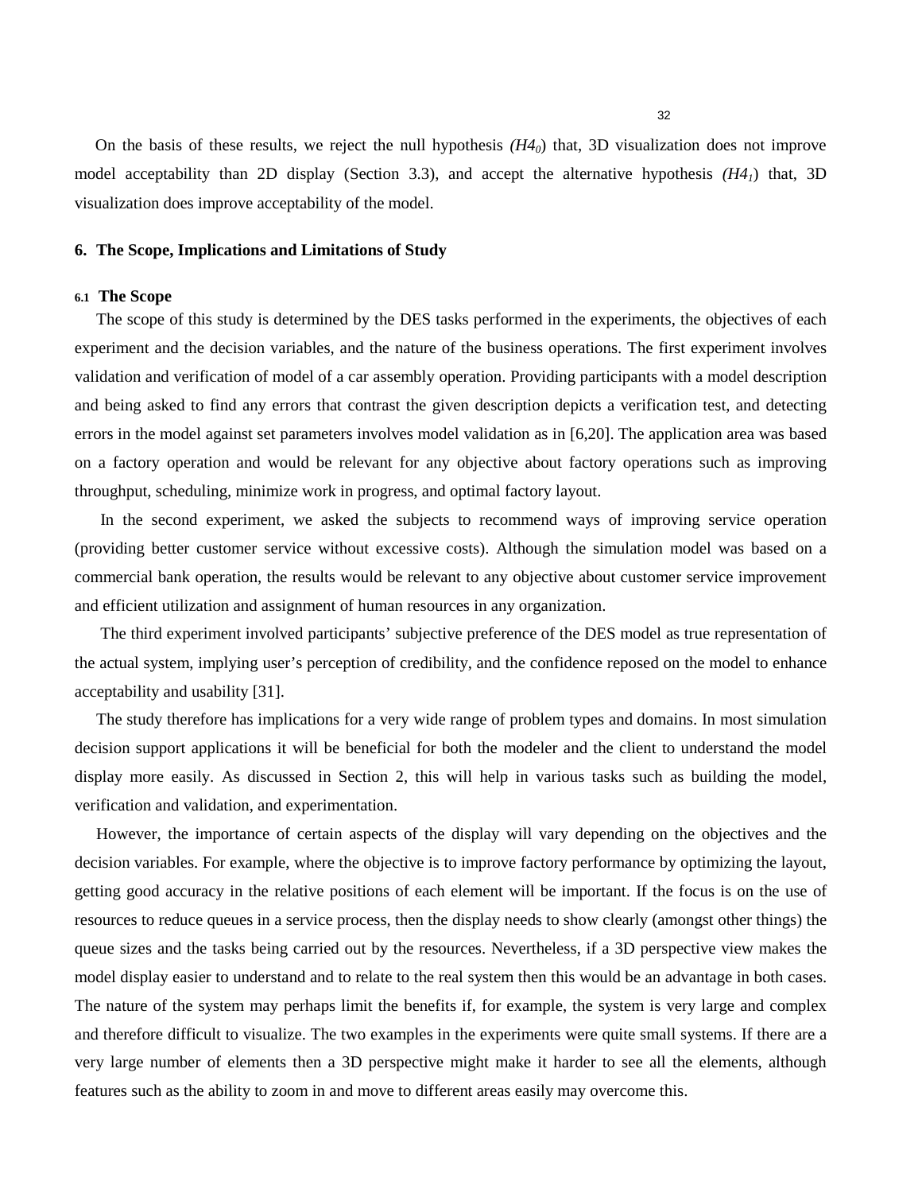On the basis of these results, we reject the null hypothesis *($H4_0$)* that, 3D visualization does not improve model acceptability than 2D display (Section 3.3), and accept the alternative hypothesis *($H4_1$)* that, 3D visualization does improve acceptability of the model.

## 6. The Scope, Implications and Limitations of Study

### 6.1 The Scope

The scope of this study is determined by the DES tasks performed in the experiments, the objectives of each experiment and the decision variables, and the nature of the business operations. The first experiment involves validation and verification of model of a car assembly operation. Providing participants with a model description and being asked to find any errors that contrast the given description depicts a verification test, and detecting errors in the model against set parameters involves model validation as in [6,20]. The application area was based on a factory operation and would be relevant for any objective about factory operations such as improving throughput, scheduling, minimize work in progress, and optimal factory layout.

In the second experiment, we asked the subjects to recommend ways of improving service operation (providing better customer service without excessive costs). Although the simulation model was based on a commercial bank operation, the results would be relevant to any objective about customer service improvement and efficient utilization and assignment of human resources in any organization.

The third experiment involved participants' subjective preference of the DES model as true representation of the actual system, implying user's perception of credibility, and the confidence reposed on the model to enhance acceptability and usability [31].

The study therefore has implications for a very wide range of problem types and domains. In most simulation decision support applications it will be beneficial for both the modeler and the client to understand the model display more easily. As discussed in Section 2, this will help in various tasks such as building the model, verification and validation, and experimentation.

However, the importance of certain aspects of the display will vary depending on the objectives and the decision variables. For example, where the objective is to improve factory performance by optimizing the layout, getting good accuracy in the relative positions of each element will be important. If the focus is on the use of resources to reduce queues in a service process, then the display needs to show clearly (amongst other things) the queue sizes and the tasks being carried out by the resources. Nevertheless, if a 3D perspective view makes the model display easier to understand and to relate to the real system then this would be an advantage in both cases. The nature of the system may perhaps limit the benefits if, for example, the system is very large and complex and therefore difficult to visualize. The two examples in the experiments were quite small systems. If there are a very large number of elements then a 3D perspective might make it harder to see all the elements, although features such as the ability to zoom in and move to different areas easily may overcome this.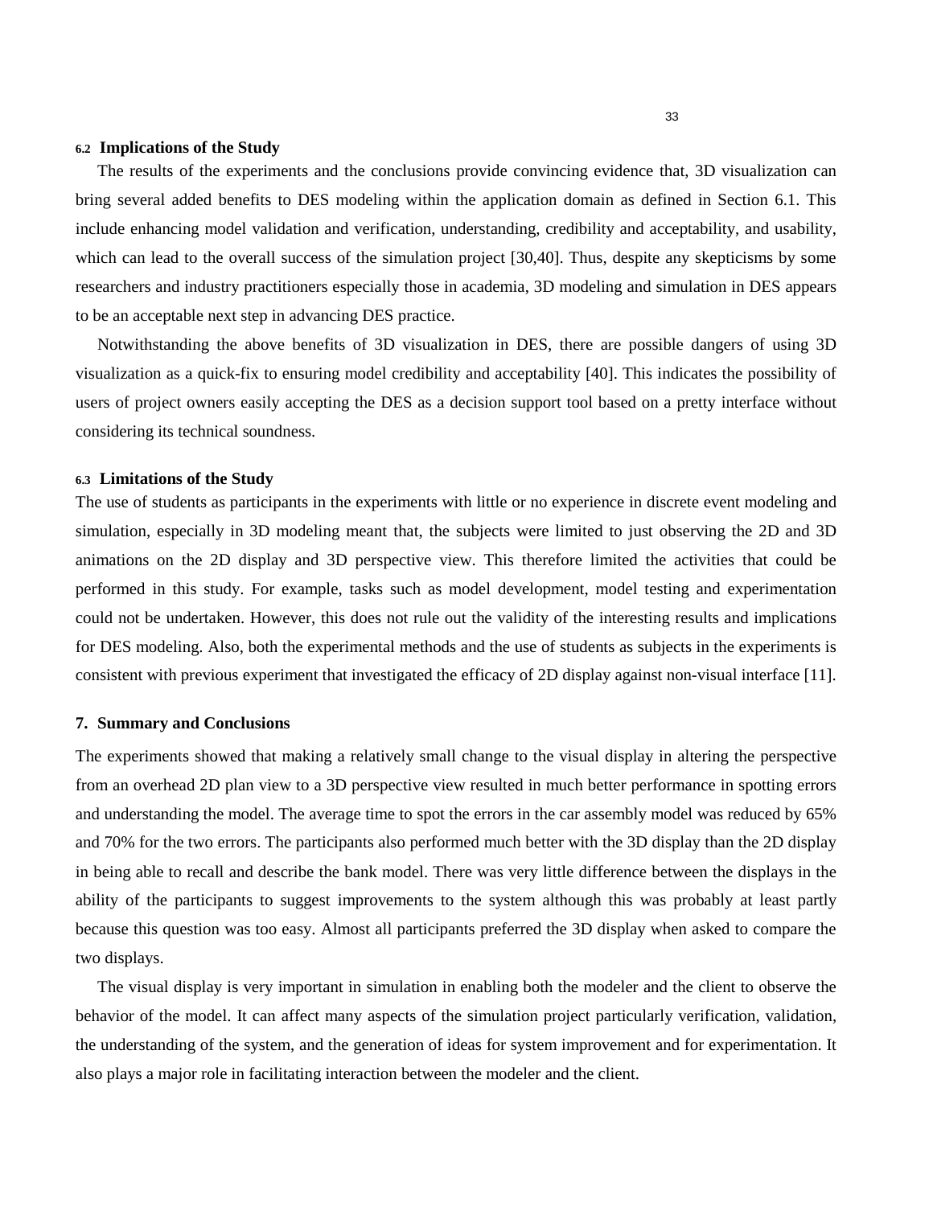### 6.2 Implications of the Study

The results of the experiments and the conclusions provide convincing evidence that, 3D visualization can bring several added benefits to DES modeling within the application domain as defined in Section 6.1. This include enhancing model validation and verification, understanding, credibility and acceptability, and usability, which can lead to the overall success of the simulation project [30,40]. Thus, despite any skepticisms by some researchers and industry practitioners especially those in academia, 3D modeling and simulation in DES appears to be an acceptable next step in advancing DES practice.

Notwithstanding the above benefits of 3D visualization in DES, there are possible dangers of using 3D visualization as a quick-fix to ensuring model credibility and acceptability [40]. This indicates the possibility of users of project owners easily accepting the DES as a decision support tool based on a pretty interface without considering its technical soundness.

### 6.3 Limitations of the Study

The use of students as participants in the experiments with little or no experience in discrete event modeling and simulation, especially in 3D modeling meant that, the subjects were limited to just observing the 2D and 3D animations on the 2D display and 3D perspective view. This therefore limited the activities that could be performed in this study. For example, tasks such as model development, model testing and experimentation could not be undertaken. However, this does not rule out the validity of the interesting results and implications for DES modeling. Also, both the experimental methods and the use of students as subjects in the experiments is consistent with previous experiment that investigated the efficacy of 2D display against non-visual interface [11].

## 7. Summary and Conclusions

The experiments showed that making a relatively small change to the visual display in altering the perspective from an overhead 2D plan view to a 3D perspective view resulted in much better performance in spotting errors and understanding the model. The average time to spot the errors in the car assembly model was reduced by 65% and 70% for the two errors. The participants also performed much better with the 3D display than the 2D display in being able to recall and describe the bank model. There was very little difference between the displays in the ability of the participants to suggest improvements to the system although this was probably at least partly because this question was too easy. Almost all participants preferred the 3D display when asked to compare the two displays.

The visual display is very important in simulation in enabling both the modeler and the client to observe the behavior of the model. It can affect many aspects of the simulation project particularly verification, validation, the understanding of the system, and the generation of ideas for system improvement and for experimentation. It also plays a major role in facilitating interaction between the modeler and the client.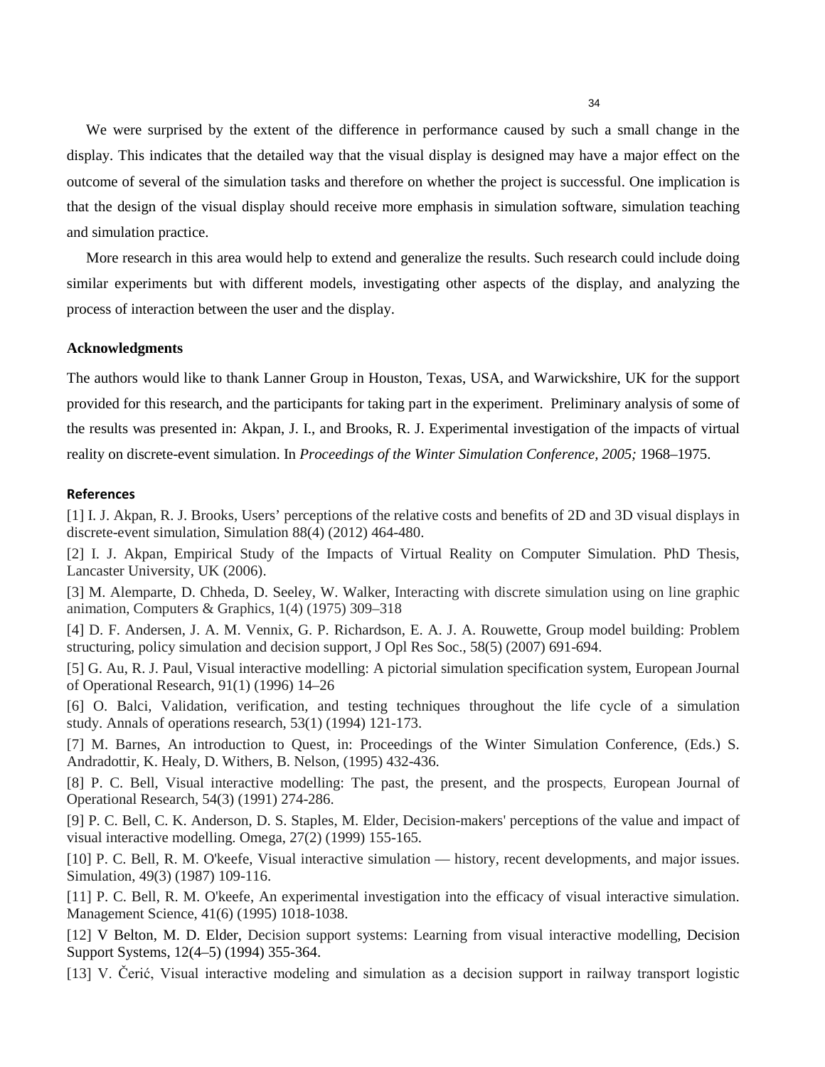We were surprised by the extent of the difference in performance caused by such a small change in the display. This indicates that the detailed way that the visual display is designed may have a major effect on the outcome of several of the simulation tasks and therefore on whether the project is successful. One implication is that the design of the visual display should receive more emphasis in simulation software, simulation teaching and simulation practice.

More research in this area would help to extend and generalize the results. Such research could include doing similar experiments but with different models, investigating other aspects of the display, and analyzing the process of interaction between the user and the display.

### Acknowledgments

The authors would like to thank Lanner Group in Houston, Texas, USA, and Warwickshire, UK for the support provided for this research, and the participants for taking part in the experiment. Preliminary analysis of some of the results was presented in: Akpan, J. I., and Brooks, R. J. Experimental investigation of the impacts of virtual reality on discrete-event simulation. In *Proceedings of the Winter Simulation Conference, 2005;* 1968–1975.

### References

[1] I. J. Akpan, R. J. Brooks, Users' perceptions of the relative costs and benefits of 2D and 3D visual displays in discrete-event simulation, Simulation 88(4) (2012) 464-480.

[2] I. J. Akpan, Empirical Study of the Impacts of Virtual Reality on Computer Simulation. PhD Thesis, Lancaster University, UK (2006).

[3] M. Alemparte, D. Chheda, D. Seeley, W. Walker, Interacting with discrete simulation using on line graphic animation, Computers & Graphics, 1(4) (1975) 309–318

[4] D. F. Andersen, J. A. M. Vennix, G. P. Richardson, E. A. J. A. Rouwette, Group model building: Problem structuring, policy simulation and decision support, J Opl Res Soc., 58(5) (2007) 691-694.

[5] G. Au, R. J. Paul, Visual interactive modelling: A pictorial simulation specification system, European Journal of Operational Research, 91(1) (1996) 14–26

[6] O. Balci, Validation, verification, and testing techniques throughout the life cycle of a simulation study. Annals of operations research, 53(1) (1994) 121-173.

[7] M. Barnes, An introduction to Quest, in: Proceedings of the Winter Simulation Conference, (Eds.) S. Andradottir, K. Healy, D. Withers, B. Nelson, (1995) 432-436.

[8] P. C. Bell, Visual interactive modelling: The past, the present, and the prospects, European Journal of Operational Research, 54(3) (1991) 274-286.

[9] P. C. Bell, C. K. Anderson, D. S. Staples, M. Elder, Decision-makers' perceptions of the value and impact of visual interactive modelling. Omega, 27(2) (1999) 155-165.

[10] P. C. Bell, R. M. O'keefe, Visual interactive simulation — history, recent developments, and major issues. Simulation, 49(3) (1987) 109-116.

[11] P. C. Bell, R. M. O'keefe, An experimental investigation into the efficacy of visual interactive simulation. Management Science, 41(6) (1995) 1018-1038.

[12] V Belton, M. D. Elder, Decision support systems: Learning from visual interactive modelling, Decision Support Systems, 12(4–5) (1994) 355-364.

[13] V. Čerić, Visual interactive modeling and simulation as a decision support in railway transport logistic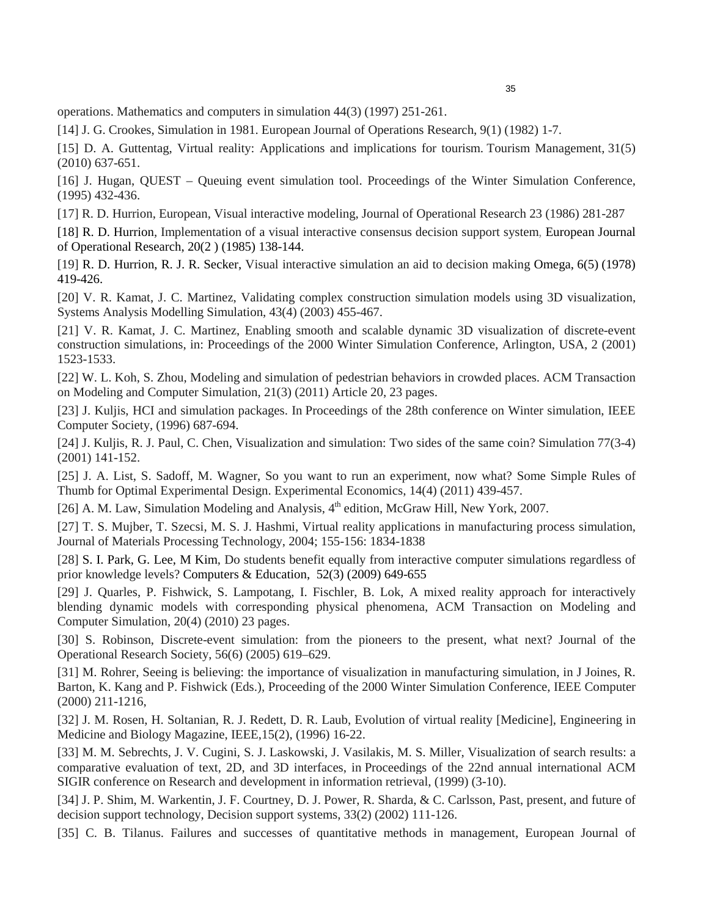operations. Mathematics and computers in simulation 44(3) (1997) 251-261.

[14] J. G. Crookes, Simulation in 1981. European Journal of Operations Research, 9(1) (1982) 1-7.

[15] D. A. Guttentag, Virtual reality: Applications and implications for tourism. Tourism Management, 31(5) (2010) 637-651.

[16] J. Hugan, QUEST – Queuing event simulation tool. Proceedings of the Winter Simulation Conference, (1995) 432-436.

[17] R. D. Hurrion, European, Visual interactive modeling, Journal of Operational Research 23 (1986) 281-287

[18] R. D. Hurrion, Implementation of a visual interactive consensus decision support system, European Journal of Operational Research, 20(2 ) (1985) 138-144.

[19] R. D. Hurrion, R. J. R. Secker, Visual interactive simulation an aid to decision making Omega, 6(5) (1978) 419-426.

[20] V. R. Kamat, J. C. Martinez, Validating complex construction simulation models using 3D visualization, Systems Analysis Modelling Simulation, 43(4) (2003) 455-467.

[21] V. R. Kamat, J. C. Martinez, Enabling smooth and scalable dynamic 3D visualization of discrete-event construction simulations, in: Proceedings of the 2000 Winter Simulation Conference, Arlington, USA, 2 (2001) 1523-1533.

[22] W. L. Koh, S. Zhou, Modeling and simulation of pedestrian behaviors in crowded places. ACM Transaction on Modeling and Computer Simulation, 21(3) (2011) Article 20, 23 pages.

[23] J. Kuljis, HCI and simulation packages. In Proceedings of the 28th conference on Winter simulation, IEEE Computer Society, (1996) 687-694.

[24] J. Kuljis, R. J. Paul, C. Chen, Visualization and simulation: Two sides of the same coin? Simulation 77(3-4) (2001) 141-152.

[25] J. A. List, S. Sadoff, M. Wagner, So you want to run an experiment, now what? Some Simple Rules of Thumb for Optimal Experimental Design. Experimental Economics, 14(4) (2011) 439-457.

[26] A. M. Law, Simulation Modeling and Analysis, 4th edition, McGraw Hill, New York, 2007.

[27] T. S. Mujber, T. Szecsi, M. S. J. Hashmi, Virtual reality applications in manufacturing process simulation, Journal of Materials Processing Technology, 2004; 155-156: 1834-1838

[28] S. I. Park, G. Lee, M Kim, Do students benefit equally from interactive computer simulations regardless of prior knowledge levels? Computers & Education, 52(3) (2009) 649-655

[29] J. Quarles, P. Fishwick, S. Lampotang, I. Fischler, B. Lok, A mixed reality approach for interactively blending dynamic models with corresponding physical phenomena, ACM Transaction on Modeling and Computer Simulation, 20(4) (2010) 23 pages.

[30] S. Robinson, Discrete-event simulation: from the pioneers to the present, what next? Journal of the Operational Research Society, 56(6) (2005) 619–629.

[31] M. Rohrer, Seeing is believing: the importance of visualization in manufacturing simulation, in J Joines, R. Barton, K. Kang and P. Fishwick (Eds.), Proceeding of the 2000 Winter Simulation Conference, IEEE Computer (2000) 211-1216,

[32] J. M. Rosen, H. Soltanian, R. J. Redett, D. R. Laub, Evolution of virtual reality [Medicine], Engineering in Medicine and Biology Magazine, IEEE,15(2), (1996) 16-22.

[33] M. M. Sebrechts, J. V. Cugini, S. J. Laskowski, J. Vasilakis, M. S. Miller, Visualization of search results: a comparative evaluation of text, 2D, and 3D interfaces, in Proceedings of the 22nd annual international ACM SIGIR conference on Research and development in information retrieval, (1999) (3-10).

[34] J. P. Shim, M. Warkentin, J. F. Courtney, D. J. Power, R. Sharda, & C. Carlsson, Past, present, and future of decision support technology, Decision support systems, 33(2) (2002) 111-126.

[35] C. B. Tilanus. Failures and successes of quantitative methods in management, European Journal of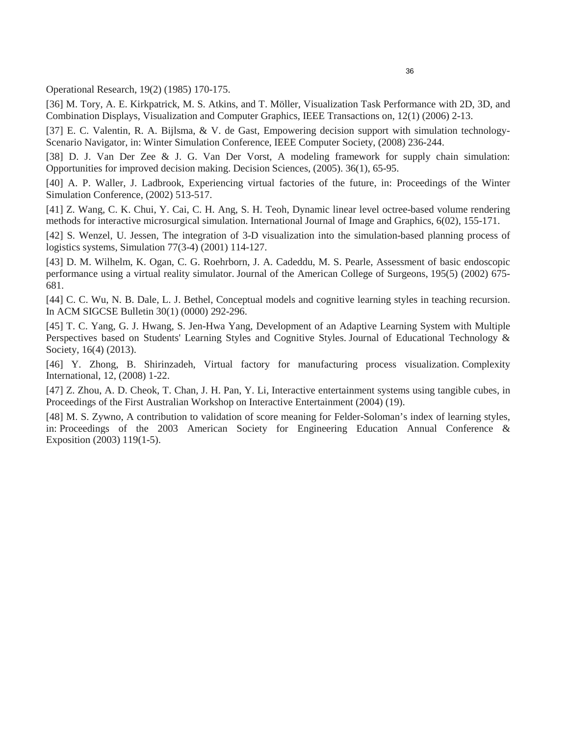Operational Research, 19(2) (1985) 170-175.

[36] M. Tory, A. E. Kirkpatrick, M. S. Atkins, and T. Möller, Visualization Task Performance with 2D, 3D, and Combination Displays, Visualization and Computer Graphics, IEEE Transactions on, 12(1) (2006) 2-13.

[37] E. C. Valentin, R. A. Bijlsma, & V. de Gast, Empowering decision support with simulation technology-Scenario Navigator, in: Winter Simulation Conference, IEEE Computer Society, (2008) 236-244.

[38] D. J. Van Der Zee & J. G. Van Der Vorst, A modeling framework for supply chain simulation: Opportunities for improved decision making. Decision Sciences, (2005). 36(1), 65-95.

[40] A. P. Waller, J. Ladbrook, Experiencing virtual factories of the future, in: Proceedings of the Winter Simulation Conference, (2002) 513-517.

[41] Z. Wang, C. K. Chui, Y. Cai, C. H. Ang, S. H. Teoh, Dynamic linear level octree-based volume rendering methods for interactive microsurgical simulation. International Journal of Image and Graphics, 6(02), 155-171.

[42] S. Wenzel, U. Jessen, The integration of 3-D visualization into the simulation-based planning process of logistics systems, Simulation 77(3-4) (2001) 114-127.

[43] D. M. Wilhelm, K. Ogan, C. G. Roehrborn, J. A. Cadeddu, M. S. Pearle, Assessment of basic endoscopic performance using a virtual reality simulator. Journal of the American College of Surgeons, 195(5) (2002) 675-681.

[44] C. C. Wu, N. B. Dale, L. J. Bethel, Conceptual models and cognitive learning styles in teaching recursion. In ACM SIGCSE Bulletin 30(1) (0000) 292-296.

[45] T. C. Yang, G. J. Hwang, S. Jen-Hwa Yang, Development of an Adaptive Learning System with Multiple Perspectives based on Students' Learning Styles and Cognitive Styles. Journal of Educational Technology & Society, 16(4) (2013).

[46] Y. Zhong, B. Shirinzadeh, Virtual factory for manufacturing process visualization. Complexity International, 12, (2008) 1-22.

[47] Z. Zhou, A. D. Cheok, T. Chan, J. H. Pan, Y. Li, Interactive entertainment systems using tangible cubes, in Proceedings of the First Australian Workshop on Interactive Entertainment (2004) (19).

[48] M. S. Zywno, A contribution to validation of score meaning for Felder-Soloman's index of learning styles, in: Proceedings of the 2003 American Society for Engineering Education Annual Conference & Exposition (2003) 119(1-5).